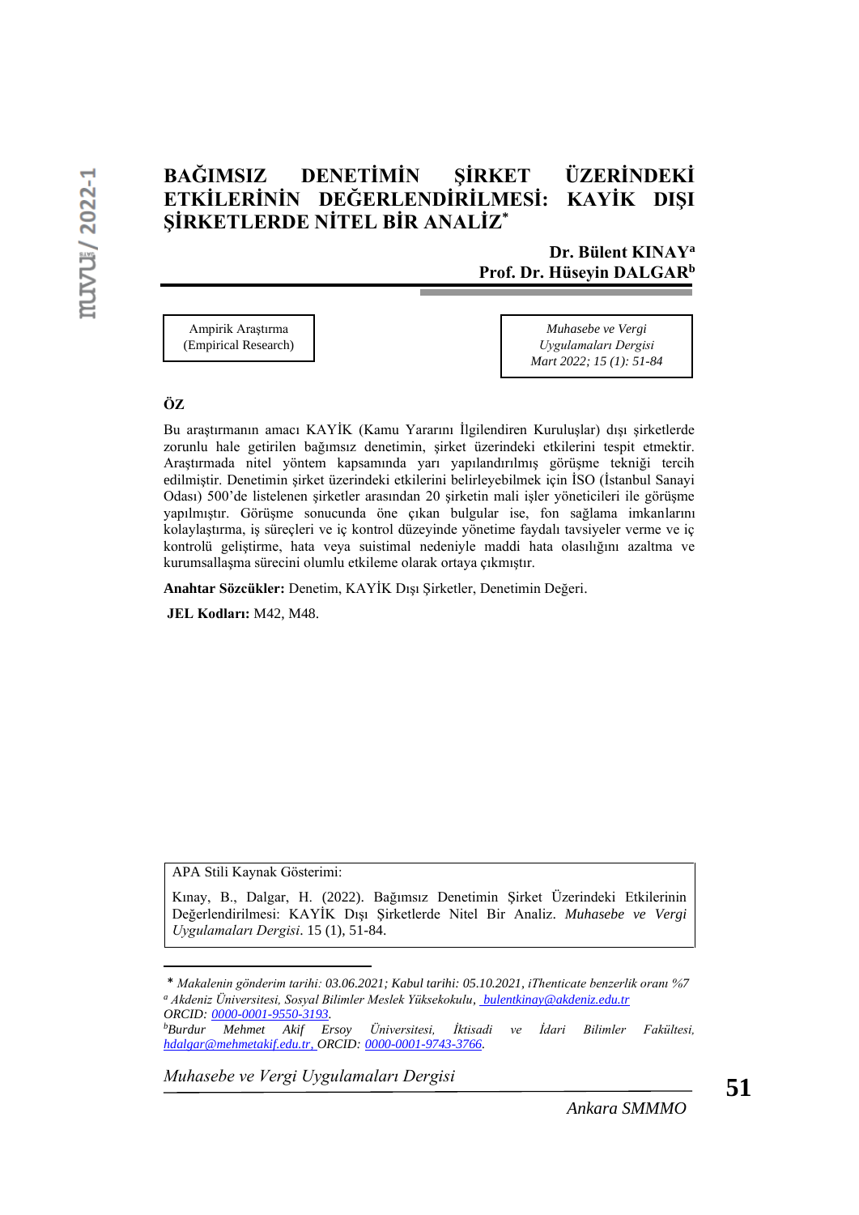# BAĞIMSIZ DENETİMİN ŞİRKET ÜZERİNDEKİ ETKİLERİNİN DEĞERLENDİRİLMESİ: KAYİK DIŞI ŞİRKETLERDE NİTEL BİR ANALİZ*

**Dr. Bülent KINAY[a]**
**Prof. Dr. Hüseyin DALGAR[b]**

Ampirik Araştırma
(Empirical Research)

*Muhasebe ve Vergi Uygulamaları Dergisi*
*Mart 2022; 15 (1): 51-84*

## ÖZ

Bu araştırmanın amacı KAYİK (Kamu Yararını İlgilendiren Kuruluşlar) dışı şirketlerde zorunlu hale getirilen bağımsız denetimin, şirket üzerindeki etkilerini tespit etmektir. Araştırmada nitel yöntem kapsamında yarı yapılandırılmış görüşme tekniği tercih edilmiştir. Denetimin şirket üzerindeki etkilerini belirleyebilmek için İSO (İstanbul Sanayi Odası) 500'de listelenen şirketler arasından 20 şirketin mali işler yöneticileri ile görüşme yapılmıştır. Görüşme sonucunda öne çıkan bulgular ise, fon sağlama imkanlarını kolaylaştırma, iş süreçleri ve iç kontrol düzeyinde yönetime faydalı tavsiyeler verme ve iç kontrolü geliştirme, hata veya suistimal nedeniyle maddi hata olasılığını azaltma ve kurumsallaşma sürecini olumlu etkileme olarak ortaya çıkmıştır.

**Anahtar Sözcükler:** Denetim, KAYİK Dışı Şirketler, Denetimin Değeri.

**JEL Kodları:** M42, M48.

APA Stili Kaynak Gösterimi:

Kınay, B., Dalgar, H. (2022). Bağımsız Denetimin Şirket Üzerindeki Etkilerinin Değerlendirilmesi: KAYİK Dışı Şirketlerde Nitel Bir Analiz. *Muhasebe ve Vergi Uygulamaları Dergisi*. 15 (1), 51-84.

---

\* *Makalenin gönderim tarihi: 03.06.2021; Kabul tarihi: 05.10.2021, iThenticate benzerlik oranı %7*

[a] *Akdeniz Üniversitesi, Sosyal Bilimler Meslek Yüksekokulu, bulentkinay@akdeniz.edu.tr ORCID: 0000-0001-9550-3193.*

[b] *Burdur Mehmet Akif Ersoy Üniversitesi, İktisadi ve İdari Bilimler Fakültesi, hdalgar@mehmetakif.edu.tr, ORCID: 0000-0001-9743-3766.*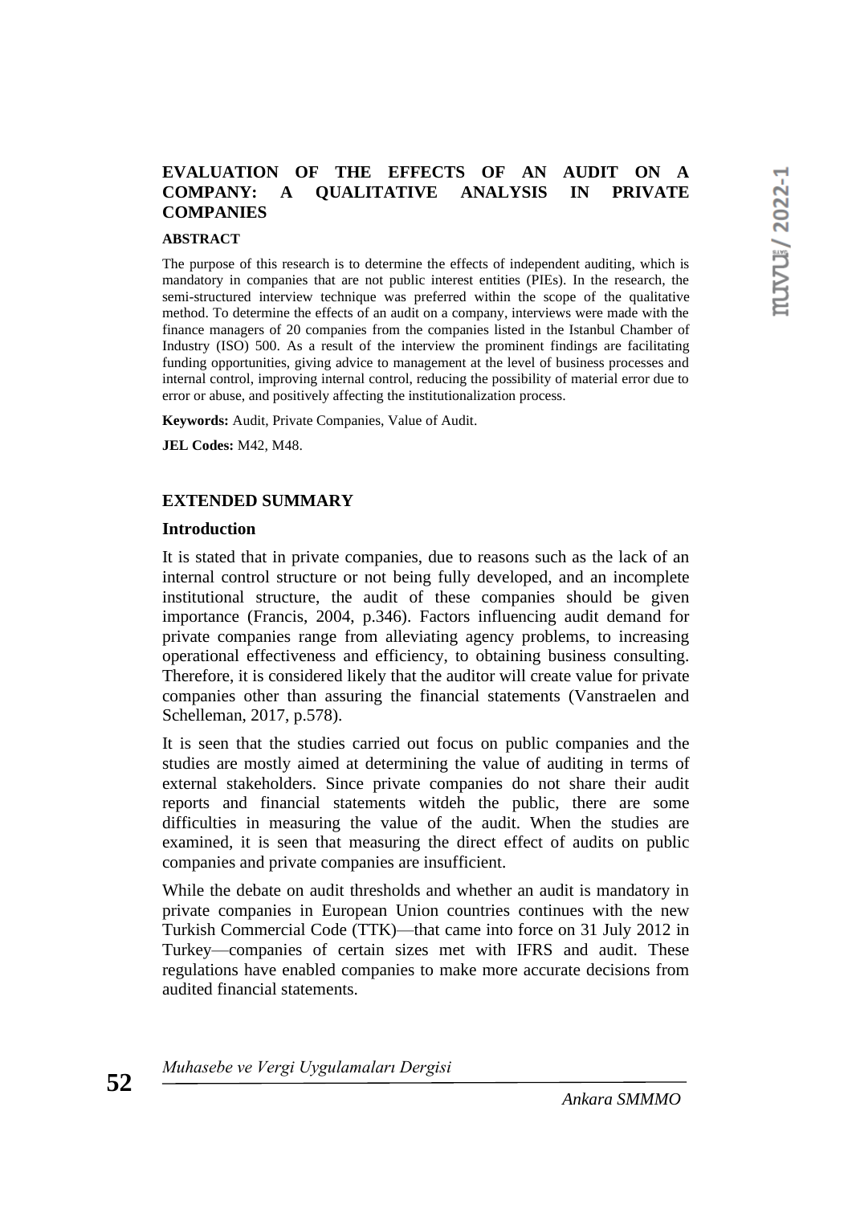## EVALUATION OF THE EFFECTS OF AN AUDIT ON A COMPANY: A QUALITATIVE ANALYSIS IN PRIVATE COMPANIES

### ABSTRACT

The purpose of this research is to determine the effects of independent auditing, which is mandatory in companies that are not public interest entities (PIEs). In the research, the semi-structured interview technique was preferred within the scope of the qualitative method. To determine the effects of an audit on a company, interviews were made with the finance managers of 20 companies from the companies listed in the Istanbul Chamber of Industry (ISO) 500. As a result of the interview the prominent findings are facilitating funding opportunities, giving advice to management at the level of business processes and internal control, improving internal control, reducing the possibility of material error due to error or abuse, and positively affecting the institutionalization process.

**Keywords:** Audit, Private Companies, Value of Audit.

**JEL Codes:** M42, M48.

### EXTENDED SUMMARY

#### Introduction

It is stated that in private companies, due to reasons such as the lack of an internal control structure or not being fully developed, and an incomplete institutional structure, the audit of these companies should be given importance (Francis, 2004, p.346). Factors influencing audit demand for private companies range from alleviating agency problems, to increasing operational effectiveness and efficiency, to obtaining business consulting. Therefore, it is considered likely that the auditor will create value for private companies other than assuring the financial statements (Vanstraelen and Schelleman, 2017, p.578).

It is seen that the studies carried out focus on public companies and the studies are mostly aimed at determining the value of auditing in terms of external stakeholders. Since private companies do not share their audit reports and financial statements witdeh the public, there are some difficulties in measuring the value of the audit. When the studies are examined, it is seen that measuring the direct effect of audits on public companies and private companies are insufficient.

While the debate on audit thresholds and whether an audit is mandatory in private companies in European Union countries continues with the new Turkish Commercial Code (TTK)—that came into force on 31 July 2012 in Turkey—companies of certain sizes met with IFRS and audit. These regulations have enabled companies to make more accurate decisions from audited financial statements.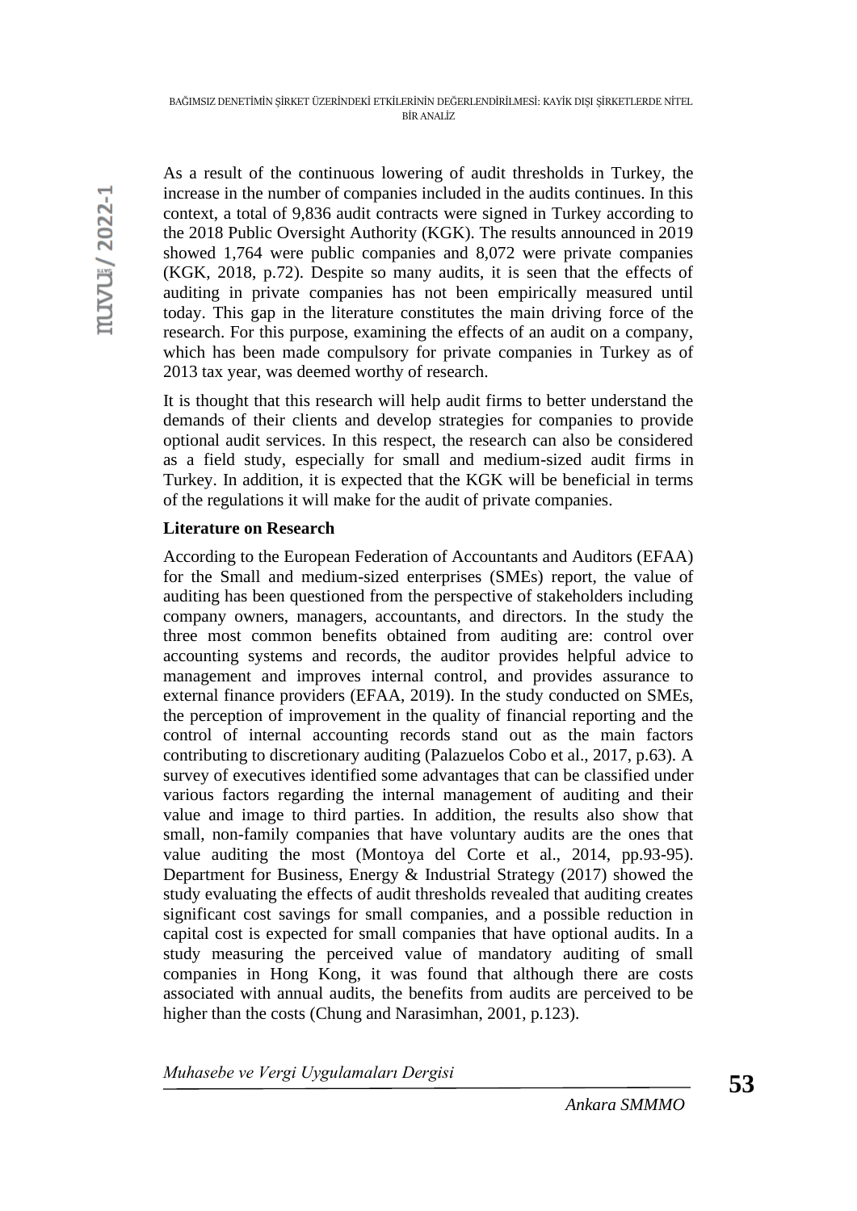As a result of the continuous lowering of audit thresholds in Turkey, the increase in the number of companies included in the audits continues. In this context, a total of 9,836 audit contracts were signed in Turkey according to the 2018 Public Oversight Authority (KGK). The results announced in 2019 showed 1,764 were public companies and 8,072 were private companies (KGK, 2018, p.72). Despite so many audits, it is seen that the effects of auditing in private companies has not been empirically measured until today. This gap in the literature constitutes the main driving force of the research. For this purpose, examining the effects of an audit on a company, which has been made compulsory for private companies in Turkey as of 2013 tax year, was deemed worthy of research.

It is thought that this research will help audit firms to better understand the demands of their clients and develop strategies for companies to provide optional audit services. In this respect, the research can also be considered as a field study, especially for small and medium-sized audit firms in Turkey. In addition, it is expected that the KGK will be beneficial in terms of the regulations it will make for the audit of private companies.

**Literature on Research**

According to the European Federation of Accountants and Auditors (EFAA) for the Small and medium-sized enterprises (SMEs) report, the value of auditing has been questioned from the perspective of stakeholders including company owners, managers, accountants, and directors. In the study the three most common benefits obtained from auditing are: control over accounting systems and records, the auditor provides helpful advice to management and improves internal control, and provides assurance to external finance providers (EFAA, 2019). In the study conducted on SMEs, the perception of improvement in the quality of financial reporting and the control of internal accounting records stand out as the main factors contributing to discretionary auditing (Palazuelos Cobo et al., 2017, p.63). A survey of executives identified some advantages that can be classified under various factors regarding the internal management of auditing and their value and image to third parties. In addition, the results also show that small, non-family companies that have voluntary audits are the ones that value auditing the most (Montoya del Corte et al., 2014, pp.93-95). Department for Business, Energy & Industrial Strategy (2017) showed the study evaluating the effects of audit thresholds revealed that auditing creates significant cost savings for small companies, and a possible reduction in capital cost is expected for small companies that have optional audits. In a study measuring the perceived value of mandatory auditing of small companies in Hong Kong, it was found that although there are costs associated with annual audits, the benefits from audits are perceived to be higher than the costs (Chung and Narasimhan, 2001, p.123).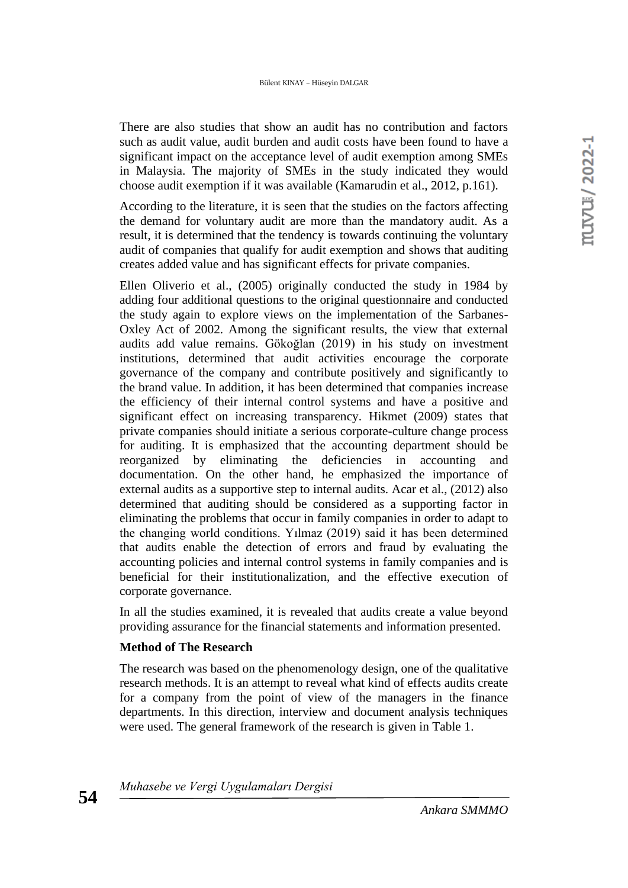There are also studies that show an audit has no contribution and factors such as audit value, audit burden and audit costs have been found to have a significant impact on the acceptance level of audit exemption among SMEs in Malaysia. The majority of SMEs in the study indicated they would choose audit exemption if it was available (Kamarudin et al., 2012, p.161).

According to the literature, it is seen that the studies on the factors affecting the demand for voluntary audit are more than the mandatory audit. As a result, it is determined that the tendency is towards continuing the voluntary audit of companies that qualify for audit exemption and shows that auditing creates added value and has significant effects for private companies.

Ellen Oliverio et al., (2005) originally conducted the study in 1984 by adding four additional questions to the original questionnaire and conducted the study again to explore views on the implementation of the Sarbanes-Oxley Act of 2002. Among the significant results, the view that external audits add value remains. Gökoğlan (2019) in his study on investment institutions, determined that audit activities encourage the corporate governance of the company and contribute positively and significantly to the brand value. In addition, it has been determined that companies increase the efficiency of their internal control systems and have a positive and significant effect on increasing transparency. Hikmet (2009) states that private companies should initiate a serious corporate-culture change process for auditing. It is emphasized that the accounting department should be reorganized by eliminating the deficiencies in accounting and documentation. On the other hand, he emphasized the importance of external audits as a supportive step to internal audits. Acar et al., (2012) also determined that auditing should be considered as a supporting factor in eliminating the problems that occur in family companies in order to adapt to the changing world conditions. Yılmaz (2019) said it has been determined that audits enable the detection of errors and fraud by evaluating the accounting policies and internal control systems in family companies and is beneficial for their institutionalization, and the effective execution of corporate governance.

In all the studies examined, it is revealed that audits create a value beyond providing assurance for the financial statements and information presented.

## Method of The Research

The research was based on the phenomenology design, one of the qualitative research methods. It is an attempt to reveal what kind of effects audits create for a company from the point of view of the managers in the finance departments. In this direction, interview and document analysis techniques were used. The general framework of the research is given in Table 1.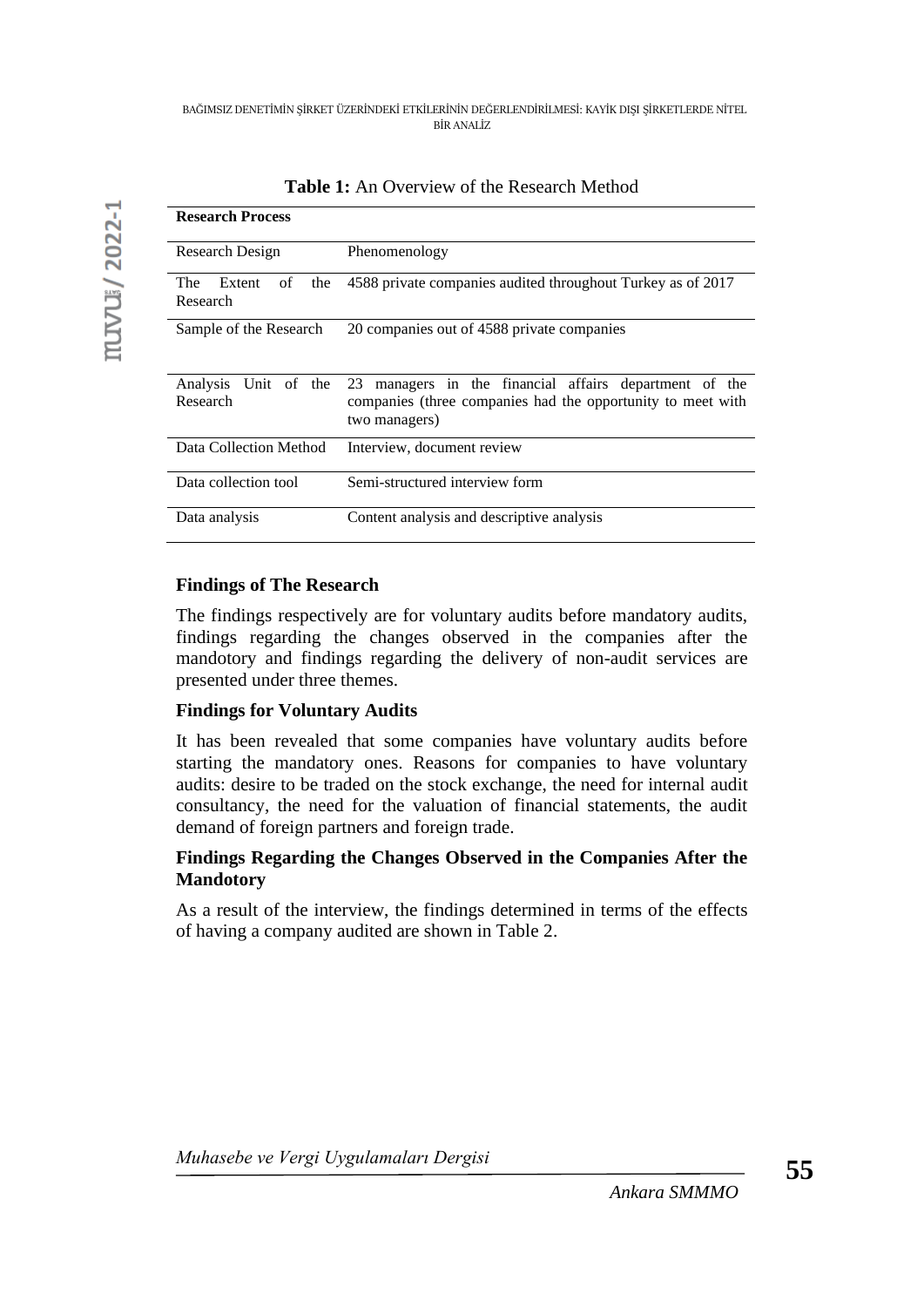**Table 1:** An Overview of the Research Method

| **Research Process** | |
|---|---|
| Research Design | Phenomenology |
| The Extent of the Research | 4588 private companies audited throughout Turkey as of 2017 |
| Sample of the Research | 20 companies out of 4588 private companies |
| Analysis Unit of the Research | 23 managers in the financial affairs department of the companies (three companies had the opportunity to meet with two managers) |
| Data Collection Method | Interview, document review |
| Data collection tool | Semi-structured interview form |
| Data analysis | Content analysis and descriptive analysis |

## Findings of The Research

The findings respectively are for voluntary audits before mandatory audits, findings regarding the changes observed in the companies after the mandotory and findings regarding the delivery of non-audit services are presented under three themes.

### Findings for Voluntary Audits

It has been revealed that some companies have voluntary audits before starting the mandatory ones. Reasons for companies to have voluntary audits: desire to be traded on the stock exchange, the need for internal audit consultancy, the need for the valuation of financial statements, the audit demand of foreign partners and foreign trade.

### Findings Regarding the Changes Observed in the Companies After the Mandotory

As a result of the interview, the findings determined in terms of the effects of having a company audited are shown in Table 2.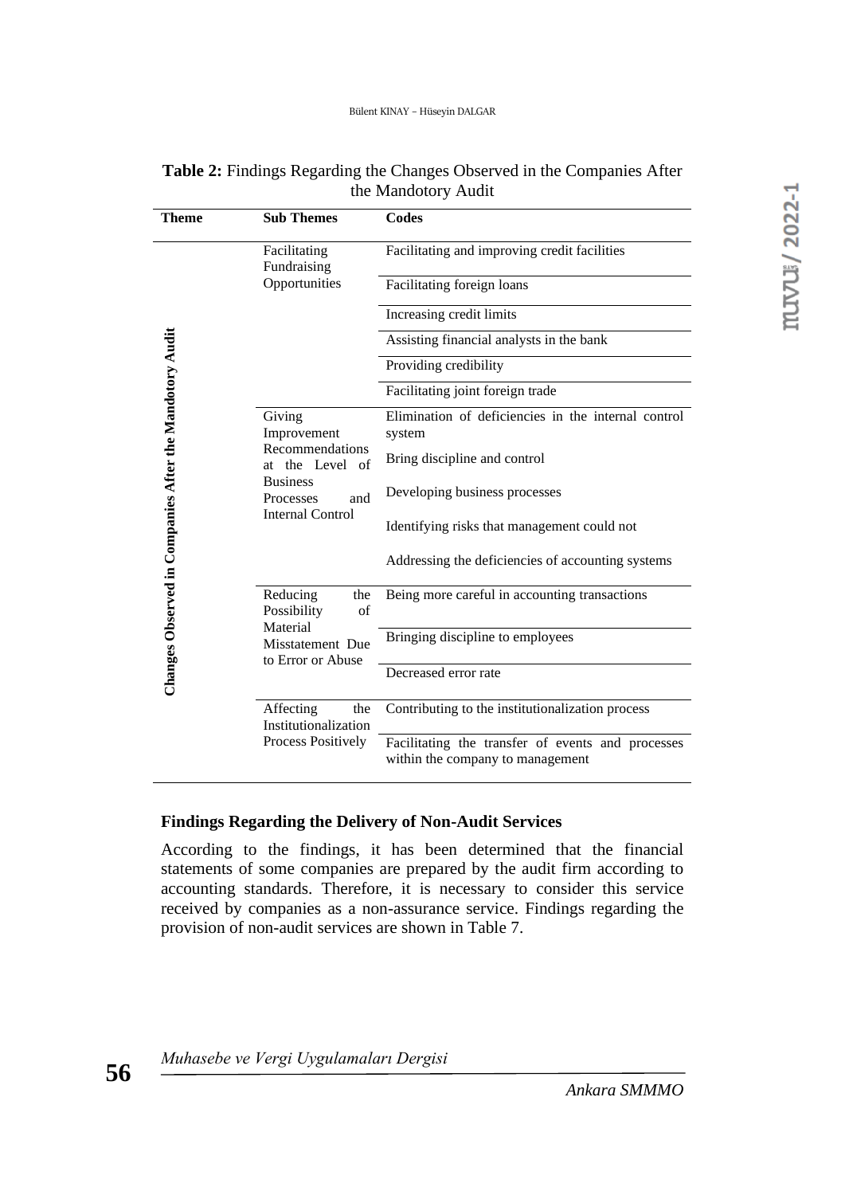**Table 2:** Findings Regarding the Changes Observed in the Companies After the Mandotory Audit

| Theme | Sub Themes | Codes |
|---|---|---|
| Changes Observed in Companies After the Mandotory Audit | Facilitating Fundraising Opportunities | Facilitating and improving credit facilities |
| | | Facilitating foreign loans |
| | | Increasing credit limits |
| | | Assisting financial analysts in the bank |
| | | Providing credibility |
| | | Facilitating joint foreign trade |
| | Giving Improvement Recommendations at the Level of Business Processes and Internal Control | Elimination of deficiencies in the internal control system |
| | | Bring discipline and control |
| | | Developing business processes |
| | | Identifying risks that management could not |
| | | Addressing the deficiencies of accounting systems |
| | Reducing the Possibility of Material Misstatement Due to Error or Abuse | Being more careful in accounting transactions |
| | | Bringing discipline to employees |
| | | Decreased error rate |
| | Affecting the Institutionalization Process Positively | Contributing to the institutionalization process |
| | | Facilitating the transfer of events and processes within the company to management |

**Findings Regarding the Delivery of Non-Audit Services**

According to the findings, it has been determined that the financial statements of some companies are prepared by the audit firm according to accounting standards. Therefore, it is necessary to consider this service received by companies as a non-assurance service. Findings regarding the provision of non-audit services are shown in Table 7.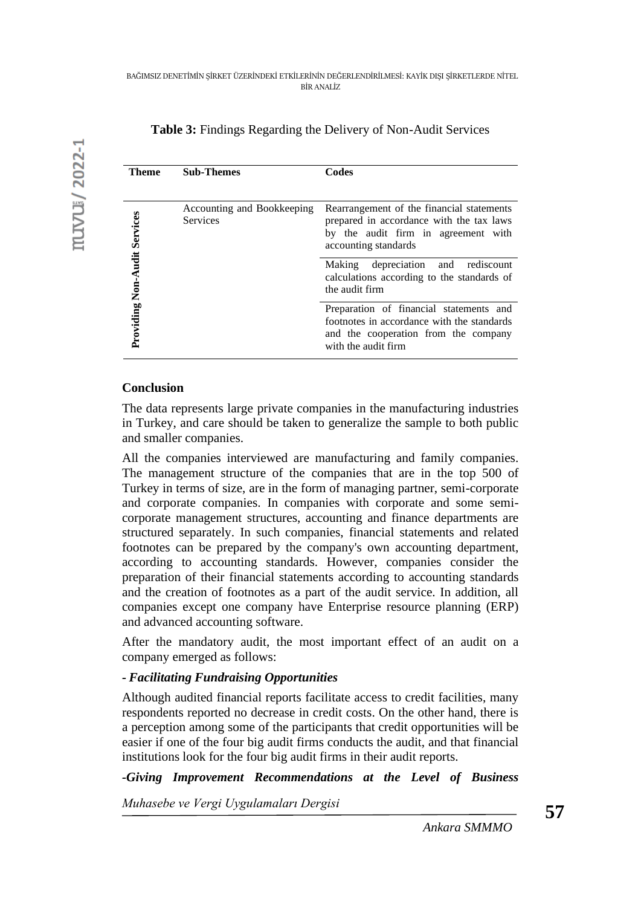**Table 3:** Findings Regarding the Delivery of Non-Audit Services

| Theme | Sub-Themes | Codes |
|---|---|---|
| Providing Non-Audit Services | Accounting and Bookkeeping Services | Rearrangement of the financial statements prepared in accordance with the tax laws by the audit firm in agreement with accounting standards |
| | | Making depreciation and rediscount calculations according to the standards of the audit firm |
| | | Preparation of financial statements and footnotes in accordance with the standards and the cooperation from the company with the audit firm |

## Conclusion

The data represents large private companies in the manufacturing industries in Turkey, and care should be taken to generalize the sample to both public and smaller companies.

All the companies interviewed are manufacturing and family companies. The management structure of the companies that are in the top 500 of Turkey in terms of size, are in the form of managing partner, semi-corporate and corporate companies. In companies with corporate and some semi-corporate management structures, accounting and finance departments are structured separately. In such companies, financial statements and related footnotes can be prepared by the company's own accounting department, according to accounting standards. However, companies consider the preparation of their financial statements according to accounting standards and the creation of footnotes as a part of the audit service. In addition, all companies except one company have Enterprise resource planning (ERP) and advanced accounting software.

After the mandatory audit, the most important effect of an audit on a company emerged as follows:

***- Facilitating Fundraising Opportunities***

Although audited financial reports facilitate access to credit facilities, many respondents reported no decrease in credit costs. On the other hand, there is a perception among some of the participants that credit opportunities will be easier if one of the four big audit firms conducts the audit, and that financial institutions look for the four big audit firms in their audit reports.

***-Giving Improvement Recommendations at the Level of Business***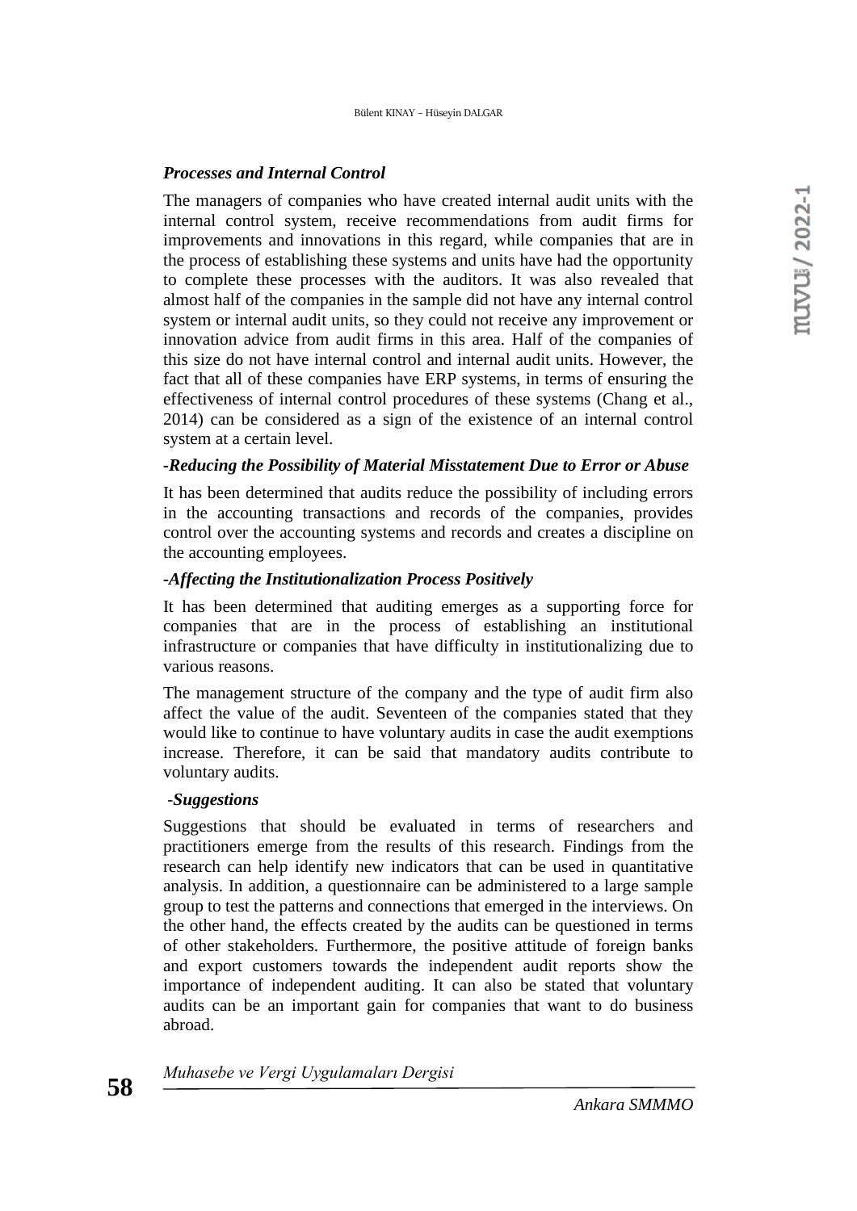### *Processes and Internal Control*

The managers of companies who have created internal audit units with the internal control system, receive recommendations from audit firms for improvements and innovations in this regard, while companies that are in the process of establishing these systems and units have had the opportunity to complete these processes with the auditors. It was also revealed that almost half of the companies in the sample did not have any internal control system or internal audit units, so they could not receive any improvement or innovation advice from audit firms in this area. Half of the companies of this size do not have internal control and internal audit units. However, the fact that all of these companies have ERP systems, in terms of ensuring the effectiveness of internal control procedures of these systems (Chang et al., 2014) can be considered as a sign of the existence of an internal control system at a certain level.

### *-Reducing the Possibility of Material Misstatement Due to Error or Abuse*

It has been determined that audits reduce the possibility of including errors in the accounting transactions and records of the companies, provides control over the accounting systems and records and creates a discipline on the accounting employees.

### *-Affecting the Institutionalization Process Positively*

It has been determined that auditing emerges as a supporting force for companies that are in the process of establishing an institutional infrastructure or companies that have difficulty in institutionalizing due to various reasons.

The management structure of the company and the type of audit firm also affect the value of the audit. Seventeen of the companies stated that they would like to continue to have voluntary audits in case the audit exemptions increase. Therefore, it can be said that mandatory audits contribute to voluntary audits.

### *-Suggestions*

Suggestions that should be evaluated in terms of researchers and practitioners emerge from the results of this research. Findings from the research can help identify new indicators that can be used in quantitative analysis. In addition, a questionnaire can be administered to a large sample group to test the patterns and connections that emerged in the interviews. On the other hand, the effects created by the audits can be questioned in terms of other stakeholders. Furthermore, the positive attitude of foreign banks and export customers towards the independent audit reports show the importance of independent auditing. It can also be stated that voluntary audits can be an important gain for companies that want to do business abroad.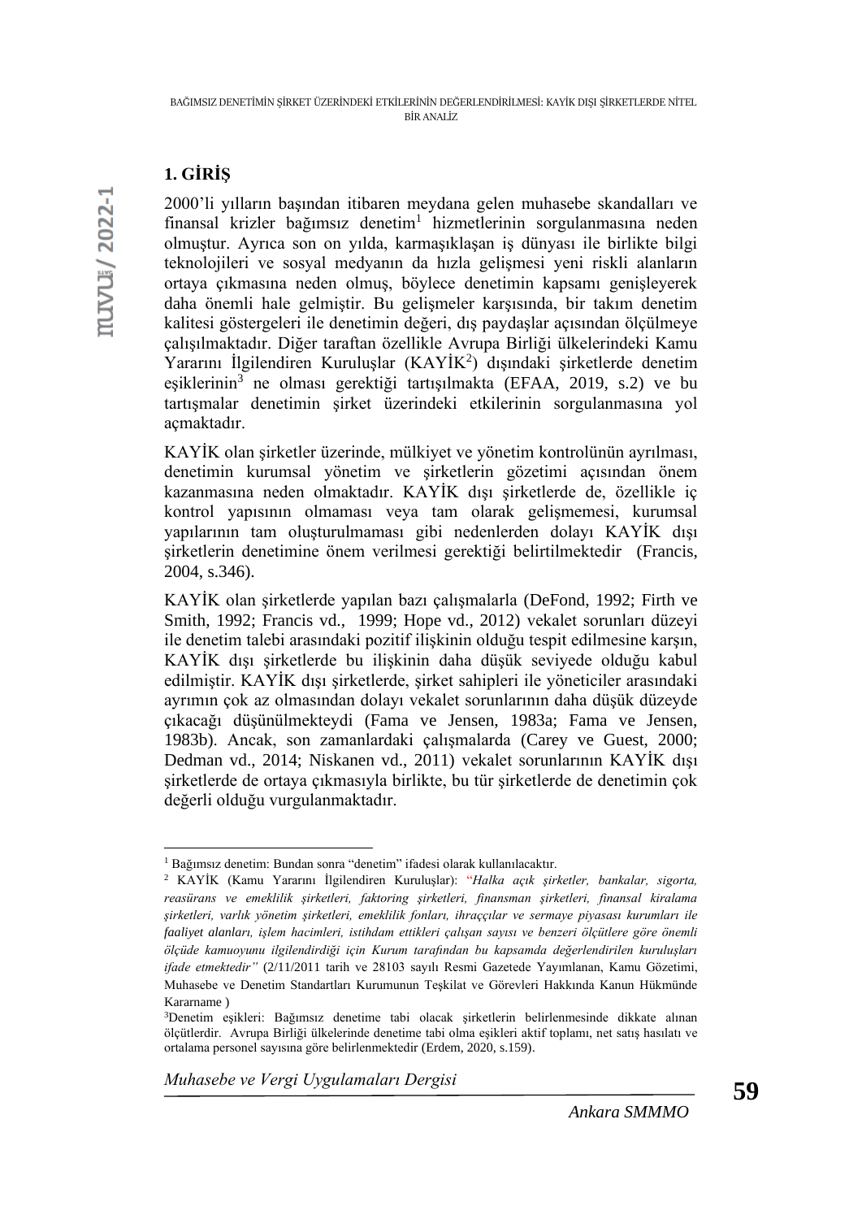## 1. GİRİŞ

2000'li yılların başından itibaren meydana gelen muhasebe skandalları ve finansal krizler bağımsız denetim[1] hizmetlerinin sorgulanmasına neden olmuştur. Ayrıca son on yılda, karmaşıklaşan iş dünyası ile birlikte bilgi teknolojileri ve sosyal medyanın da hızla gelişmesi yeni riskli alanların ortaya çıkmasına neden olmuş, böylece denetimin kapsamı genişleyerek daha önemli hale gelmiştir. Bu gelişmeler karşısında, bir takım denetim kalitesi göstergeleri ile denetimin değeri, dış paydaşlar açısından ölçülmeye çalışılmaktadır. Diğer taraftan özellikle Avrupa Birliği ülkelerindeki Kamu Yararını İlgilendiren Kuruluşlar (KAYİK[2]) dışındaki şirketlerde denetim eşiklerinin[3] ne olması gerektiği tartışılmakta (EFAA, 2019, s.2) ve bu tartışmalar denetimin şirket üzerindeki etkilerinin sorgulanmasına yol açmaktadır.

KAYİK olan şirketler üzerinde, mülkiyet ve yönetim kontrolünün ayrılması, denetimin kurumsal yönetim ve şirketlerin gözetimi açısından önem kazanmasına neden olmaktadır. KAYİK dışı şirketlerde de, özellikle iç kontrol yapısının olmaması veya tam olarak gelişmemesi, kurumsal yapılarının tam oluşturulmaması gibi nedenlerden dolayı KAYİK dışı şirketlerin denetimine önem verilmesi gerektiği belirtilmektedir (Francis, 2004, s.346).

KAYİK olan şirketlerde yapılan bazı çalışmalarla (DeFond, 1992; Firth ve Smith, 1992; Francis vd., 1999; Hope vd., 2012) vekalet sorunları düzeyi ile denetim talebi arasındaki pozitif ilişkinin olduğu tespit edilmesine karşın, KAYİK dışı şirketlerde bu ilişkinin daha düşük seviyede olduğu kabul edilmiştir. KAYİK dışı şirketlerde, şirket sahipleri ile yöneticiler arasındaki ayrımın çok az olmasından dolayı vekalet sorunlarının daha düşük düzeyde çıkacağı düşünülmekteydi (Fama ve Jensen, 1983a; Fama ve Jensen, 1983b). Ancak, son zamanlardaki çalışmalarda (Carey ve Guest, 2000; Dedman vd., 2014; Niskanen vd., 2011) vekalet sorunlarının KAYİK dışı şirketlerde de ortaya çıkmasıyla birlikte, bu tür şirketlerde de denetimin çok değerli olduğu vurgulanmaktadır.

---

[1] Bağımsız denetim: Bundan sonra "denetim" ifadesi olarak kullanılacaktır.

[2] KAYİK (Kamu Yararını İlgilendiren Kuruluşlar): "*Halka açık şirketler, bankalar, sigorta, reasürans ve emeklilik şirketleri, faktoring şirketleri, finansman şirketleri, finansal kiralama şirketleri, varlık yönetim şirketleri, emeklilik fonları, ihraççılar ve sermaye piyasası kurumları ile faaliyet alanları, işlem hacimleri, istihdam ettikleri çalışan sayısı ve benzeri ölçütlere göre önemli ölçüde kamuoyunu ilgilendirdiği için Kurum tarafından bu kapsamda değerlendirilen kuruluşları ifade etmektedir*" (2/11/2011 tarih ve 28103 sayılı Resmi Gazetede Yayımlanan, Kamu Gözetimi, Muhasebe ve Denetim Standartları Kurumunun Teşkilat ve Görevleri Hakkında Kanun Hükmünde Kararname )

[3] Denetim eşikleri: Bağımsız denetime tabi olacak şirketlerin belirlenmesinde dikkate alınan ölçütlerdir. Avrupa Birliği ülkelerinde denetime tabi olma eşikleri aktif toplamı, net satış hasılatı ve ortalama personel sayısına göre belirlenmektedir (Erdem, 2020, s.159).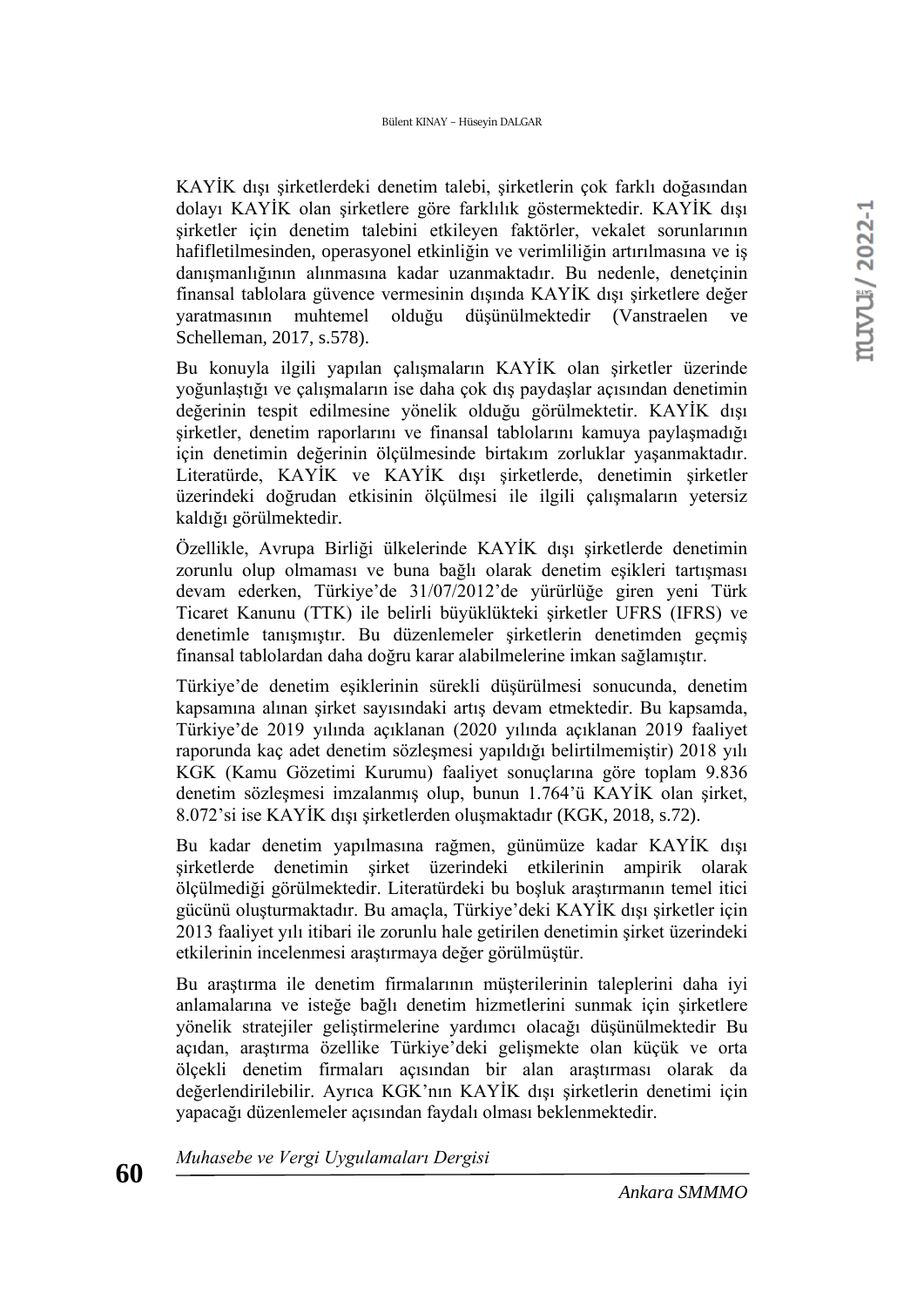KAYİK dışı şirketlerdeki denetim talebi, şirketlerin çok farklı doğasından dolayı KAYİK olan şirketlere göre farklılık göstermektedir. KAYİK dışı şirketler için denetim talebini etkileyen faktörler, vekalet sorunlarının hafifletilmesinden, operasyonel etkinliğin ve verimliliğin artırılmasına ve iş danışmanlığının alınmasına kadar uzanmaktadır. Bu nedenle, denetçinin finansal tablolara güvence vermesinin dışında KAYİK dışı şirketlere değer yaratmasının muhtemel olduğu düşünülmektedir (Vanstraelen ve Schelleman, 2017, s.578).

Bu konuyla ilgili yapılan çalışmaların KAYİK olan şirketler üzerinde yoğunlaştığı ve çalışmaların ise daha çok dış paydaşlar açısından denetimin değerinin tespit edilmesine yönelik olduğu görülmektetir. KAYİK dışı şirketler, denetim raporlarını ve finansal tablolarını kamuya paylaşmadığı için denetimin değerinin ölçülmesinde birtakım zorluklar yaşanmaktadır. Literatürde, KAYİK ve KAYİK dışı şirketlerde, denetimin şirketler üzerindeki doğrudan etkisinin ölçülmesi ile ilgili çalışmaların yetersiz kaldığı görülmektedir.

Özellikle, Avrupa Birliği ülkelerinde KAYİK dışı şirketlerde denetimin zorunlu olup olmaması ve buna bağlı olarak denetim eşikleri tartışması devam ederken, Türkiye'de 31/07/2012'de yürürlüğe giren yeni Türk Ticaret Kanunu (TTK) ile belirli büyüklükteki şirketler UFRS (IFRS) ve denetimle tanışmıştır. Bu düzenlemeler şirketlerin denetimden geçmiş finansal tablolardan daha doğru karar alabilmelerine imkan sağlamıştır.

Türkiye'de denetim eşiklerinin sürekli düşürülmesi sonucunda, denetim kapsamına alınan şirket sayısındaki artış devam etmektedir. Bu kapsamda, Türkiye'de 2019 yılında açıklanan (2020 yılında açıklanan 2019 faaliyet raporunda kaç adet denetim sözleşmesi yapıldığı belirtilmemiştir) 2018 yılı KGK (Kamu Gözetimi Kurumu) faaliyet sonuçlarına göre toplam 9.836 denetim sözleşmesi imzalanmış olup, bunun 1.764'ü KAYİK olan şirket, 8.072'si ise KAYİK dışı şirketlerden oluşmaktadır (KGK, 2018, s.72).

Bu kadar denetim yapılmasına rağmen, günümüze kadar KAYİK dışı şirketlerde denetimin şirket üzerindeki etkilerinin ampirik olarak ölçülmediği görülmektedir. Literatürdeki bu boşluk araştırmanın temel itici gücünü oluşturmaktadır. Bu amaçla, Türkiye'deki KAYİK dışı şirketler için 2013 faaliyet yılı itibari ile zorunlu hale getirilen denetimin şirket üzerindeki etkilerinin incelenmesi araştırmaya değer görülmüştür.

Bu araştırma ile denetim firmalarının müşterilerinin taleplerini daha iyi anlamalarına ve isteğe bağlı denetim hizmetlerini sunmak için şirketlere yönelik stratejiler geliştirmelerine yardımcı olacağı düşünülmektedir Bu açıdan, araştırma özellike Türkiye'deki gelişmekte olan küçük ve orta ölçekli denetim firmaları açısından bir alan araştırması olarak da değerlendirilebilir. Ayrıca KGK'nın KAYİK dışı şirketlerin denetimi için yapacağı düzenlemeler açısından faydalı olması beklenmektedir.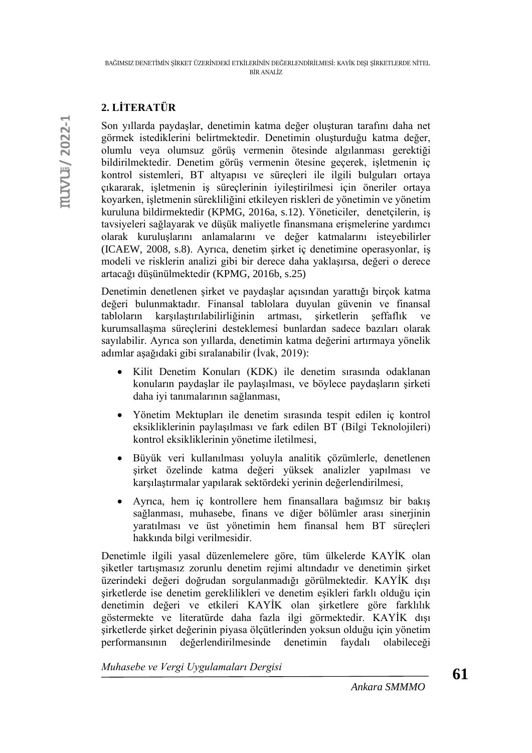## 2. LİTERATÜR

Son yıllarda paydaşlar, denetimin katma değer oluşturan tarafını daha net görmek istediklerini belirtmektedir. Denetimin oluşturduğu katma değer, olumlu veya olumsuz görüş vermenin ötesinde algılanması gerektiği bildirilmektedir. Denetim görüş vermenin ötesine geçerek, işletmenin iç kontrol sistemleri, BT altyapısı ve süreçleri ile ilgili bulguları ortaya çıkararak, işletmenin iş süreçlerinin iyileştirilmesi için öneriler ortaya koyarken, işletmenin sürekliliğini etkileyen riskleri de yönetimin ve yönetim kuruluna bildirmektedir (KPMG, 2016a, s.12). Yöneticiler, denetçilerin, iş tavsiyeleri sağlayarak ve düşük maliyetle finansmana erişmelerine yardımcı olarak kuruluşlarını anlamalarını ve değer katmalarını isteyebilirler (ICAEW, 2008, s.8). Ayrıca, denetim şirket iç denetimine operasyonlar, iş modeli ve risklerin analizi gibi bir derece daha yaklaşırsa, değeri o derece artacağı düşünülmektedir (KPMG, 2016b, s.25)

Denetimin denetlenen şirket ve paydaşlar açısından yarattığı birçok katma değeri bulunmaktadır. Finansal tablolara duyulan güvenin ve finansal tabloların karşılaştırılabilirliğinin artması, şirketlerin şeffaflık ve kurumsallaşma süreçlerini desteklemesi bunlardan sadece bazıları olarak sayılabilir. Ayrıca son yıllarda, denetimin katma değerini artırmaya yönelik adımlar aşağıdaki gibi sıralanabilir (İvak, 2019):

- Kilit Denetim Konuları (KDK) ile denetim sırasında odaklanan konuların paydaşlar ile paylaşılması, ve böylece paydaşların şirketi daha iyi tanımalarının sağlanması,
- Yönetim Mektupları ile denetim sırasında tespit edilen iç kontrol eksikliklerinin paylaşılması ve fark edilen BT (Bilgi Teknolojileri) kontrol eksikliklerinin yönetime iletilmesi,
- Büyük veri kullanılması yoluyla analitik çözümlerle, denetlenen şirket özelinde katma değeri yüksek analizler yapılması ve karşılaştırmalar yapılarak sektördeki yerinin değerlendirilmesi,
- Ayrıca, hem iç kontrollere hem finansallara bağımsız bir bakış sağlanması, muhasebe, finans ve diğer bölümler arası sinerjinin yaratılması ve üst yönetimin hem finansal hem BT süreçleri hakkında bilgi verilmesidir.

Denetimle ilgili yasal düzenlemelere göre, tüm ülkelerde KAYİK olan şiketler tartışmasız zorunlu denetim rejimi altındadır ve denetimin şirket üzerindeki değeri doğrudan sorgulanmadığı görülmektedir. KAYİK dışı şirketlerde ise denetim gereklilikleri ve denetim eşikleri farklı olduğu için denetimin değeri ve etkileri KAYİK olan şirketlere göre farklılık göstermekte ve literatürde daha fazla ilgi görmektedir. KAYİK dışı şirketlerde şirket değerinin piyasa ölçütlerinden yoksun olduğu için yönetim performansının değerlendirilmesinde denetimin faydalı olabileceği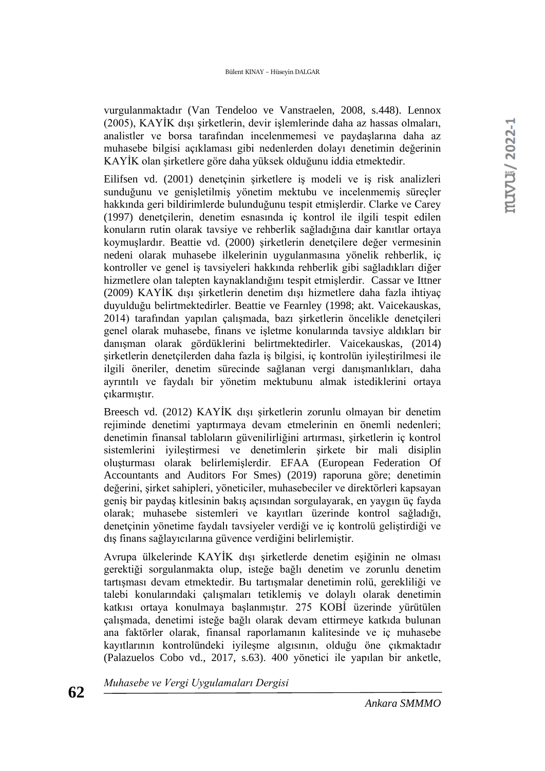vurgulanmaktadır (Van Tendeloo ve Vanstraelen, 2008, s.448). Lennox (2005), KAYİK dışı şirketlerin, devir işlemlerinde daha az hassas olmaları, analistler ve borsa tarafından incelenmemesi ve paydaşlarına daha az muhasebe bilgisi açıklaması gibi nedenlerden dolayı denetimin değerinin KAYİK olan şirketlere göre daha yüksek olduğunu iddia etmektedir.

Eilifsen vd. (2001) denetçinin şirketlere iş modeli ve iş risk analizleri sunduğunu ve genişletilmiş yönetim mektubu ve incelenmemiş süreçler hakkında geri bildirimlerde bulunduğunu tespit etmişlerdir. Clarke ve Carey (1997) denetçilerin, denetim esnasında iç kontrol ile ilgili tespit edilen konuların rutin olarak tavsiye ve rehberlik sağladığına dair kanıtlar ortaya koymuşlardır. Beattie vd. (2000) şirketlerin denetçilere değer vermesinin nedeni olarak muhasebe ilkelerinin uygulanmasına yönelik rehberlik, iç kontroller ve genel iş tavsiyeleri hakkında rehberlik gibi sağladıkları diğer hizmetlere olan talepten kaynaklandığını tespit etmişlerdir. Cassar ve Ittner (2009) KAYİK dışı şirketlerin denetim dışı hizmetlere daha fazla ihtiyaç duyulduğu belirtmektedirler. Beattie ve Fearnley (1998; akt. Vaicekauskas, 2014) tarafından yapılan çalışmada, bazı şirketlerin öncelikle denetçileri genel olarak muhasebe, finans ve işletme konularında tavsiye aldıkları bir danışman olarak gördüklerini belirtmektedirler. Vaicekauskas, (2014) şirketlerin denetçilerden daha fazla iş bilgisi, iç kontrolün iyileştirilmesi ile ilgili öneriler, denetim sürecinde sağlanan vergi danışmanlıkları, daha ayrıntılı ve faydalı bir yönetim mektubunu almak istediklerini ortaya çıkarmıştır.

Breesch vd. (2012) KAYİK dışı şirketlerin zorunlu olmayan bir denetim rejiminde denetimi yaptırmaya devam etmelerinin en önemli nedenleri; denetimin finansal tabloların güvenilirliğini artırması, şirketlerin iç kontrol sistemlerini iyileştirmesi ve denetimlerin şirkete bir mali disiplin oluşturması olarak belirlemişlerdir. EFAA (European Federation Of Accountants and Auditors For Smes) (2019) raporuna göre; denetimin değerini, şirket sahipleri, yöneticiler, muhasebeciler ve direktörleri kapsayan geniş bir paydaş kitlesinin bakış açısından sorgulayarak, en yaygın üç fayda olarak; muhasebe sistemleri ve kayıtları üzerinde kontrol sağladığı, denetçinin yönetime faydalı tavsiyeler verdiği ve iç kontrolü geliştirdiği ve dış finans sağlayıcılarına güvence verdiğini belirlemiştir.

Avrupa ülkelerinde KAYİK dışı şirketlerde denetim eşiğinin ne olması gerektiği sorgulanmakta olup, isteğe bağlı denetim ve zorunlu denetim tartışması devam etmektedir. Bu tartışmalar denetimin rolü, gerekliliği ve talebi konularındaki çalışmaları tetiklemiş ve dolaylı olarak denetimin katkısı ortaya konulmaya başlanmıştır. 275 KOBİ üzerinde yürütülen çalışmada, denetimi isteğe bağlı olarak devam ettirmeye katkıda bulunan ana faktörler olarak, finansal raporlamanın kalitesinde ve iç muhasebe kayıtlarının kontrolündeki iyileşme algısının, olduğu öne çıkmaktadır (Palazuelos Cobo vd., 2017, s.63). 400 yönetici ile yapılan bir anketle,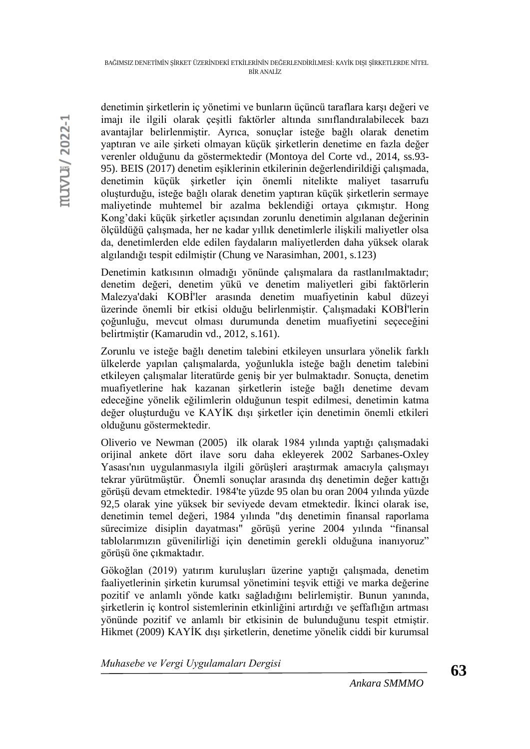denetimin şirketlerin iç yönetimi ve bunların üçüncü taraflara karşı değeri ve imajı ile ilgili olarak çeşitli faktörler altında sınıflandıralabilecek bazı avantajlar belirlenmiştir. Ayrıca, sonuçlar isteğe bağlı olarak denetim yaptıran ve aile şirketi olmayan küçük şirketlerin denetime en fazla değer verenler olduğunu da göstermektedir (Montoya del Corte vd., 2014, ss.93-95). BEIS (2017) denetim eşiklerinin etkilerinin değerlendirildiği çalışmada, denetimin küçük şirketler için önemli nitelikte maliyet tasarrufu oluşturduğu, isteğe bağlı olarak denetim yaptıran küçük şirketlerin sermaye maliyetinde muhtemel bir azalma beklendiği ortaya çıkmıştır. Hong Kong'daki küçük şirketler açısından zorunlu denetimin algılanan değerinin ölçüldüğü çalışmada, her ne kadar yıllık denetimlerle ilişkili maliyetler olsa da, denetimlerden elde edilen faydaların maliyetlerden daha yüksek olarak algılandığı tespit edilmiştir (Chung ve Narasimhan, 2001, s.123)

Denetimin katkısının olmadığı yönünde çalışmalara da rastlanılmaktadır; denetim değeri, denetim yükü ve denetim maliyetleri gibi faktörlerin Malezya'daki KOBİ'ler arasında denetim muafiyetinin kabul düzeyi üzerinde önemli bir etkisi olduğu belirlenmiştir. Çalışmadaki KOBİ'lerin çoğunluğu, mevcut olması durumunda denetim muafiyetini seçeceğini belirtmiştir (Kamarudin vd., 2012, s.161).

Zorunlu ve isteğe bağlı denetim talebini etkileyen unsurlara yönelik farklı ülkelerde yapılan çalışmalarda, yoğunlukla isteğe bağlı denetim talebini etkileyen çalışmalar literatürde geniş bir yer bulmaktadır. Sonuçta, denetim muafiyetlerine hak kazanan şirketlerin isteğe bağlı denetime devam edeceğine yönelik eğilimlerin olduğunun tespit edilmesi, denetimin katma değer oluşturduğu ve KAYİK dışı şirketler için denetimin önemli etkileri olduğunu göstermektedir.

Oliverio ve Newman (2005) ilk olarak 1984 yılında yaptığı çalışmadaki orijinal ankete dört ilave soru daha ekleyerek 2002 Sarbanes-Oxley Yasası'nın uygulanmasıyla ilgili görüşleri araştırmak amacıyla çalışmayı tekrar yürütmüştür. Önemli sonuçlar arasında dış denetimin değer kattığı görüşü devam etmektedir. 1984'te yüzde 95 olan bu oran 2004 yılında yüzde 92,5 olarak yine yüksek bir seviyede devam etmektedir. İkinci olarak ise, denetimin temel değeri, 1984 yılında "dış denetimin finansal raporlama sürecimize disiplin dayatması" görüşü yerine 2004 yılında "finansal tablolarımızın güvenilirliği için denetimin gerekli olduğuna inanıyoruz" görüşü öne çıkmaktadır.

Gökoğlan (2019) yatırım kuruluşları üzerine yaptığı çalışmada, denetim faaliyetlerinin şirketin kurumsal yönetimini teşvik ettiği ve marka değerine pozitif ve anlamlı yönde katkı sağladığını belirlemiştir. Bunun yanında, şirketlerin iç kontrol sistemlerinin etkinliğini artırdığı ve şeffaflığın artması yönünde pozitif ve anlamlı bir etkisinin de bulunduğunu tespit etmiştir. Hikmet (2009) KAYİK dışı şirketlerin, denetime yönelik ciddi bir kurumsal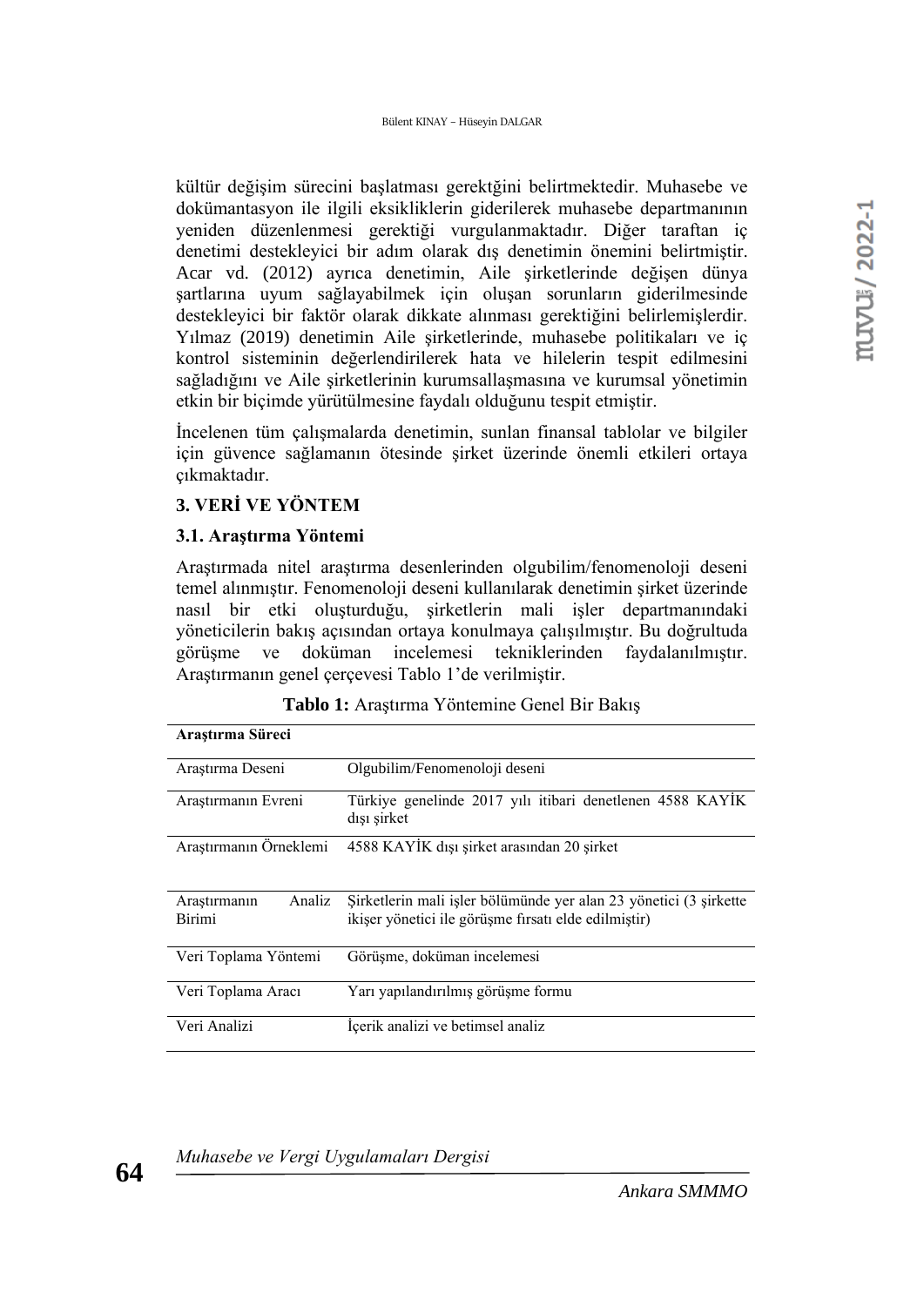kültür değişim sürecini başlatması gerektğini belirtmektedir. Muhasebe ve dokümantasyon ile ilgili eksikliklerin giderilerek muhasebe departmanının yeniden düzenlenmesi gerektiği vurgulanmaktadır. Diğer taraftan iç denetimi destekleyici bir adım olarak dış denetimin önemini belirtmiştir. Acar vd. (2012) ayrıca denetimin, Aile şirketlerinde değişen dünya şartlarına uyum sağlayabilmek için oluşan sorunların giderilmesinde destekleyici bir faktör olarak dikkate alınması gerektiğini belirlemişlerdir. Yılmaz (2019) denetimin Aile şirketlerinde, muhasebe politikaları ve iç kontrol sisteminin değerlendirilerek hata ve hilelerin tespit edilmesini sağladığını ve Aile şirketlerinin kurumsallaşmasına ve kurumsal yönetimin etkin bir biçimde yürütülmesine faydalı olduğunu tespit etmiştir.

İncelenen tüm çalışmalarda denetimin, sunlan finansal tablolar ve bilgiler için güvence sağlamanın ötesinde şirket üzerinde önemli etkileri ortaya çıkmaktadır.

## 3. VERİ VE YÖNTEM

### 3.1. Araştırma Yöntemi

Araştırmada nitel araştırma desenlerinden olgubilim/fenomenoloji deseni temel alınmıştır. Fenomenoloji deseni kullanılarak denetimin şirket üzerinde nasıl bir etki oluşturduğu, şirketlerin mali işler departmanındaki yöneticilerin bakış açısından ortaya konulmaya çalışılmıştır. Bu doğrultuda görüşme ve doküman incelemesi tekniklerinden faydalanılmıştır. Araştırmanın genel çerçevesi Tablo 1'de verilmiştir.

**Tablo 1:** Araştırma Yöntemine Genel Bir Bakış

| **Araştırma Süreci** | |
|---|---|
| Araştırma Deseni | Olgubilim/Fenomenoloji deseni |
| Araştırmanın Evreni | Türkiye genelinde 2017 yılı itibari denetlenen 4588 KAYİK dışı şirket |
| Araştırmanın Örneklemi | 4588 KAYİK dışı şirket arasından 20 şirket |
| Araştırmanın Analiz Birimi | Şirketlerin mali işler bölümünde yer alan 23 yönetici (3 şirkette ikişer yönetici ile görüşme fırsatı elde edilmiştir) |
| Veri Toplama Yöntemi | Görüşme, doküman incelemesi |
| Veri Toplama Aracı | Yarı yapılandırılmış görüşme formu |
| Veri Analizi | İçerik analizi ve betimsel analiz |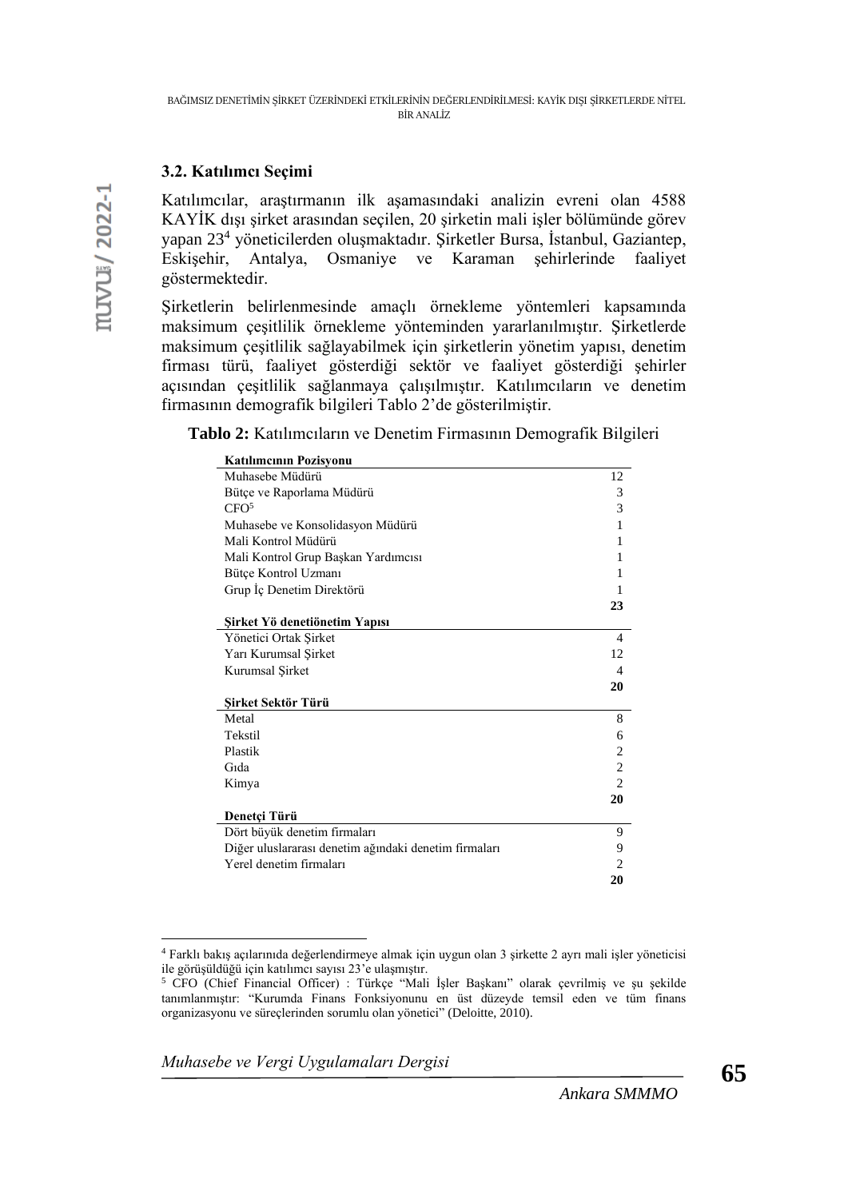### 3.2. Katılımcı Seçimi

Katılımcılar, araştırmanın ilk aşamasındaki analizin evreni olan 4588 KAYİK dışı şirket arasından seçilen, 20 şirketin mali işler bölümünde görev yapan 23[4] yöneticilerden oluşmaktadır. Şirketler Bursa, İstanbul, Gaziantep, Eskişehir, Antalya, Osmaniye ve Karaman şehirlerinde faaliyet göstermektedir.

Şirketlerin belirlenmesinde amaçlı örnekleme yöntemleri kapsamında maksimum çeşitlilik örnekleme yönteminden yararlanılmıştır. Şirketlerde maksimum çeşitlilik sağlayabilmek için şirketlerin yönetim yapısı, denetim firması türü, faaliyet gösterdiği sektör ve faaliyet gösterdiği şehirler açısından çeşitlilik sağlanmaya çalışılmıştır. Katılımcıların ve denetim firmasının demografik bilgileri Tablo 2'de gösterilmiştir.

**Tablo 2:** Katılımcıların ve Denetim Firmasının Demografik Bilgileri

| **Katılımcının Pozisyonu** | |
|---|---|
| Muhasebe Müdürü | 12 |
| Bütçe ve Raporlama Müdürü | 3 |
| CFO[5] | 3 |
| Muhasebe ve Konsolidasyon Müdürü | 1 |
| Mali Kontrol Müdürü | 1 |
| Mali Kontrol Grup Başkan Yardımcısı | 1 |
| Bütçe Kontrol Uzmanı | 1 |
| Grup İç Denetim Direktörü | 1 |
| | **23** |
| **Şirket Yö denetiönetim Yapısı** | |
| Yönetici Ortak Şirket | 4 |
| Yarı Kurumsal Şirket | 12 |
| Kurumsal Şirket | 4 |
| | **20** |
| **Şirket Sektör Türü** | |
| Metal | 8 |
| Tekstil | 6 |
| Plastik | 2 |
| Gıda | 2 |
| Kimya | 2 |
| | **20** |
| **Denetçi Türü** | |
| Dört büyük denetim firmaları | 9 |
| Diğer uluslararası denetim ağındaki denetim firmaları | 9 |
| Yerel denetim firmaları | 2 |
| | **20** |

[4] Farklı bakış açılarınıda değerlendirmeye almak için uygun olan 3 şirkette 2 ayrı mali işler yöneticisi ile görüşüldüğü için katılımcı sayısı 23'e ulaşmıştır.

[5] CFO (Chief Financial Officer) : Türkçe "Mali İşler Başkanı" olarak çevrilmiş ve şu şekilde tanımlanmıştır: "Kurumda Finans Fonksiyonunu en üst düzeyde temsil eden ve tüm finans organizasyonu ve süreçlerinden sorumlu olan yönetici" (Deloitte, 2010).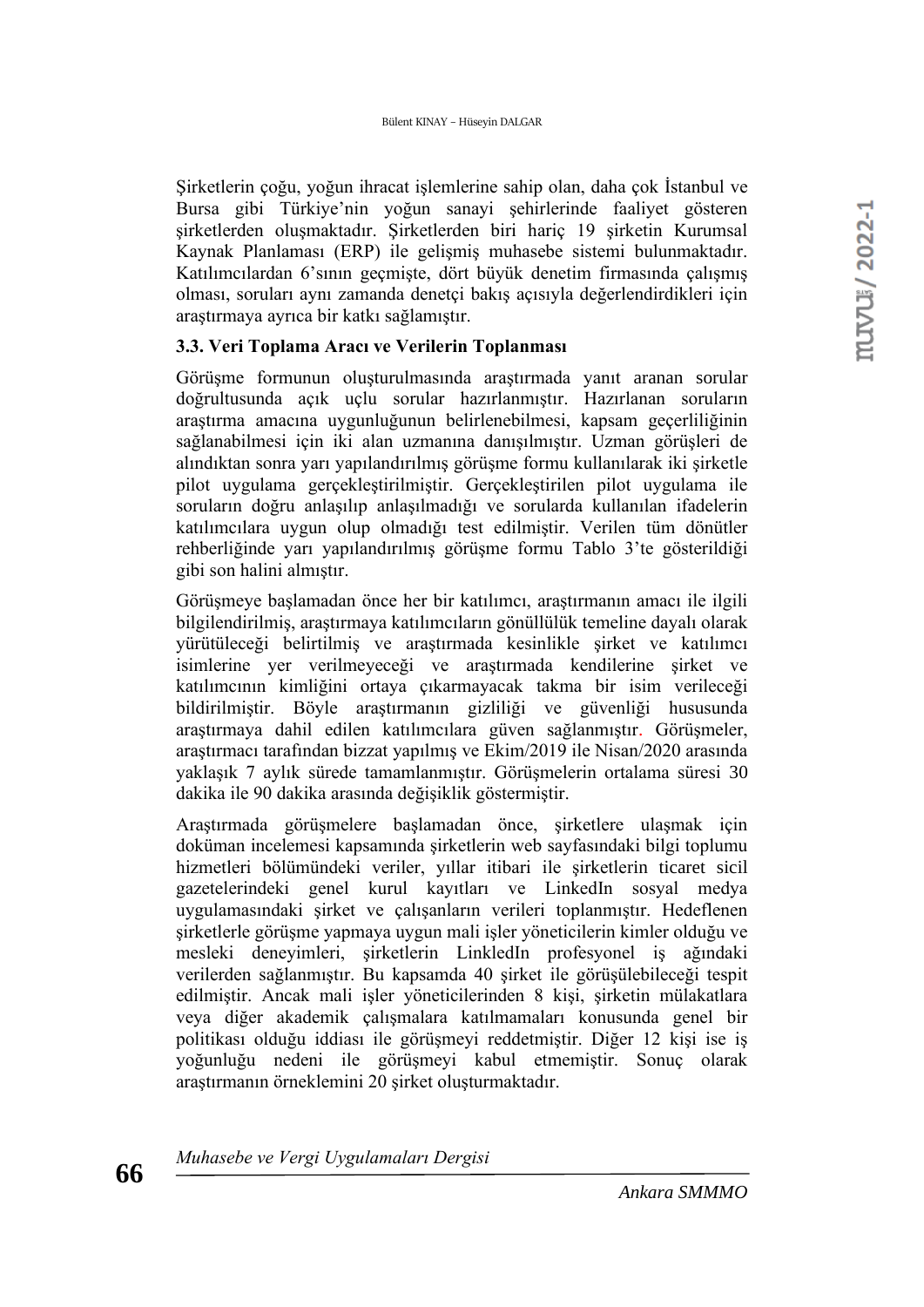Şirketlerin çoğu, yoğun ihracat işlemlerine sahip olan, daha çok İstanbul ve Bursa gibi Türkiye'nin yoğun sanayi şehirlerinde faaliyet gösteren şirketlerden oluşmaktadır. Şirketlerden biri hariç 19 şirketin Kurumsal Kaynak Planlaması (ERP) ile gelişmiş muhasebe sistemi bulunmaktadır. Katılımcılardan 6'sının geçmişte, dört büyük denetim firmasında çalışmış olması, soruları aynı zamanda denetçi bakış açısıyla değerlendirdikleri için araştırmaya ayrıca bir katkı sağlamıştır.

### 3.3. Veri Toplama Aracı ve Verilerin Toplanması

Görüşme formunun oluşturulmasında araştırmada yanıt aranan sorular doğrultusunda açık uçlu sorular hazırlanmıştır. Hazırlanan soruların araştırma amacına uygunluğunun belirlenebilmesi, kapsam geçerliliğinin sağlanabilmesi için iki alan uzmanına danışılmıştır. Uzman görüşleri de alındıktan sonra yarı yapılandırılmış görüşme formu kullanılarak iki şirketle pilot uygulama gerçekleştirilmiştir. Gerçekleştirilen pilot uygulama ile soruların doğru anlaşılıp anlaşılmadığı ve sorularda kullanılan ifadelerin katılımcılara uygun olup olmadığı test edilmiştir. Verilen tüm dönütler rehberliğinde yarı yapılandırılmış görüşme formu Tablo 3'te gösterildiği gibi son halini almıştır.

Görüşmeye başlamadan önce her bir katılımcı, araştırmanın amacı ile ilgili bilgilendirilmiş, araştırmaya katılımcıların gönüllülük temeline dayalı olarak yürütüleceği belirtilmiş ve araştırmada kesinlikle şirket ve katılımcı isimlerine yer verilmeyeceği ve araştırmada kendilerine şirket ve katılımcının kimliğini ortaya çıkarmayacak takma bir isim verileceği bildirilmiştir. Böyle araştırmanın gizliliği ve güvenliği hususunda araştırmaya dahil edilen katılımcılara güven sağlanmıştır. Görüşmeler, araştırmacı tarafından bizzat yapılmış ve Ekim/2019 ile Nisan/2020 arasında yaklaşık 7 aylık sürede tamamlanmıştır. Görüşmelerin ortalama süresi 30 dakika ile 90 dakika arasında değişiklik göstermiştir.

Araştırmada görüşmelere başlamadan önce, şirketlere ulaşmak için doküman incelemesi kapsamında şirketlerin web sayfasındaki bilgi toplumu hizmetleri bölümündeki veriler, yıllar itibari ile şirketlerin ticaret sicil gazetelerindeki genel kurul kayıtları ve LinkedIn sosyal medya uygulamasındaki şirket ve çalışanların verileri toplanmıştır. Hedeflenen şirketlerle görüşme yapmaya uygun mali işler yöneticilerin kimler olduğu ve mesleki deneyimleri, şirketlerin LinkledIn profesyonel iş ağındaki verilerden sağlanmıştır. Bu kapsamda 40 şirket ile görüşülebileceği tespit edilmiştir. Ancak mali işler yöneticilerinden 8 kişi, şirketin mülakatlara veya diğer akademik çalışmalara katılmamaları konusunda genel bir politikası olduğu iddiası ile görüşmeyi reddetmiştir. Diğer 12 kişi ise iş yoğunluğu nedeni ile görüşmeyi kabul etmemiştir. Sonuç olarak araştırmanın örneklemini 20 şirket oluşturmaktadır.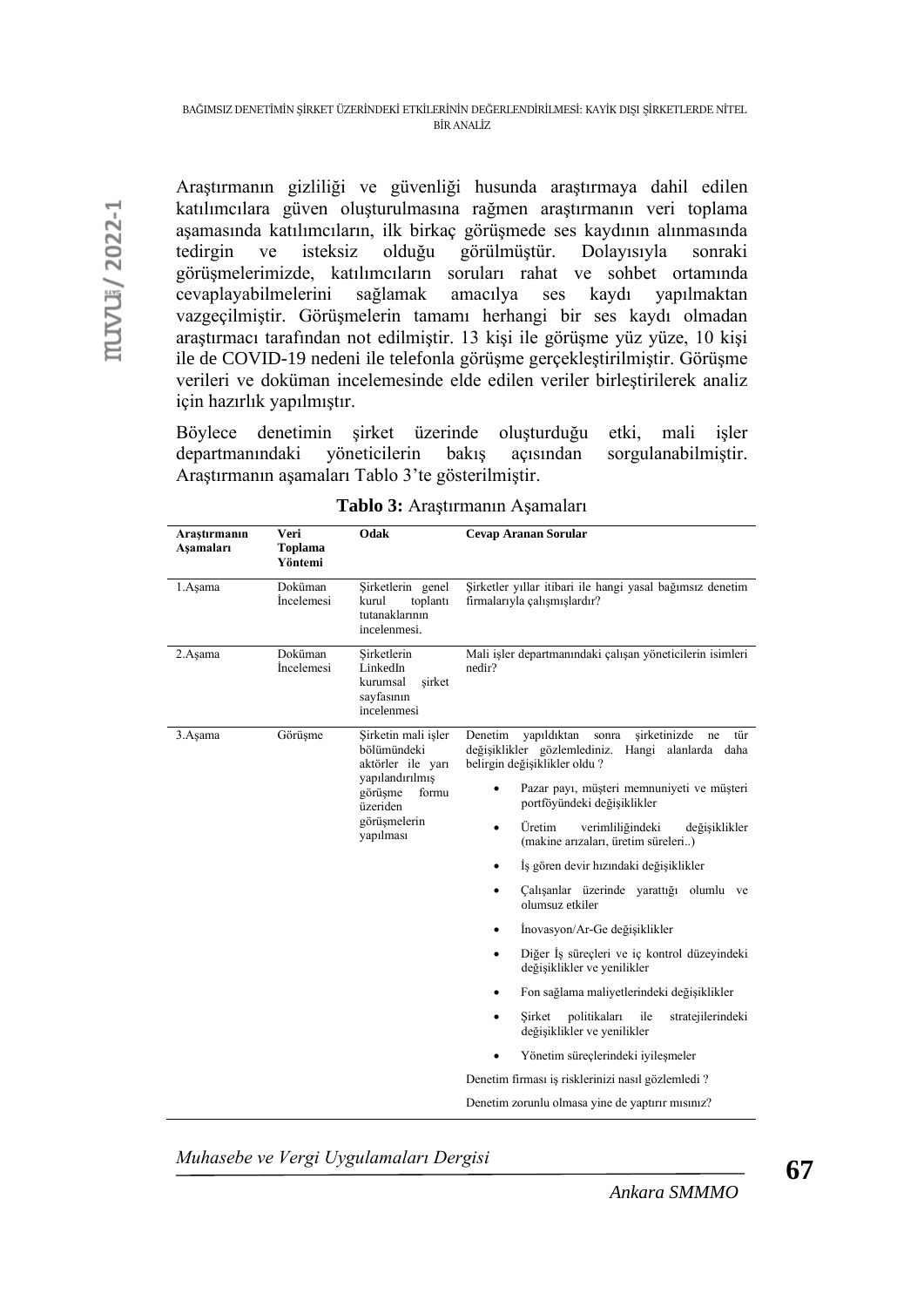Araştırmanın gizliliği ve güvenliği hususunda araştırmaya dahil edilen katılımcılara güven oluşturulmasına rağmen araştırmanın veri toplama aşamasında katılımcıların, ilk birkaç görüşmede ses kaydının alınmasında tedirgin ve isteksiz olduğu görülmüştür. Dolayısıyla sonraki görüşmelerimizde, katılımcıların soruları rahat ve sohbet ortamında cevaplayabilmelerini sağlamak amacılya ses kaydı yapılmaktan vazgeçilmiştir. Görüşmelerin tamamı herhangi bir ses kaydı olmadan araştırmacı tarafından not edilmiştir. 13 kişi ile görüşme yüz yüze, 10 kişi ile de COVID-19 nedeni ile telefonla görüşme gerçekleştirilmiştir. Görüşme verileri ve doküman incelemesinde elde edilen veriler birleştirilerek analiz için hazırlık yapılmıştır.

Böylece denetimin şirket üzerinde oluşturduğu etki, mali işler departmanındaki yöneticilerin bakış açısından sorgulanabilmiştir. Araştırmanın aşamaları Tablo 3'te gösterilmiştir.

**Tablo 3:** Araştırmanın Aşamaları

| Araştırmanın Aşamaları | Veri Toplama Yöntemi | Odak | Cevap Aranan Sorular |
|---|---|---|---|
| 1.Aşama | Doküman İncelemesi | Şirketlerin genel kurul toplantı tutanaklarının incelenmesi. | Şirketler yıllar itibari ile hangi yasal bağımsız denetim firmalarıyla çalışmışlardır? |
| 2.Aşama | Doküman İncelemesi | Şirketlerin LinkedIn kurumsal şirket sayfasının incelenmesi | Mali işler departmanındaki çalışan yöneticilerin isimleri nedir? |
| 3.Aşama | Görüşme | Şirketin mali işler bölümündeki aktörler ile yarı yapılandırılmış görüşme formu üzeriden görüşmelerin yapılması | Denetim yapıldıktan sonra şirketinizde ne tür değişiklikler gözlemlediniz. Hangi alanlarda daha belirgin değişiklikler oldu ?<br>• Pazar payı, müşteri memnuniyeti ve müşteri portföyündeki değişiklikler<br>• Üretim verimliliğindeki değişiklikler (makine arızaları, üretim süreleri..)<br>• İş gören devir hızındaki değişiklikler<br>• Çalışanlar üzerinde yarattığı olumlu ve olumsuz etkiler<br>• İnovasyon/Ar-Ge değişiklikler<br>• Diğer İş süreçleri ve iç kontrol düzeyindeki değişiklikler ve yenilikler<br>• Fon sağlama maliyetlerindeki değişiklikler<br>• Şirket politikaları ile stratejilerindeki değişiklikler ve yenilikler<br>• Yönetim süreçlerindeki iyileşmeler<br>Denetim firması iş risklerinizi nasıl gözlemledi ?<br>Denetim zorunlu olmasa yine de yaptırır mısınız? |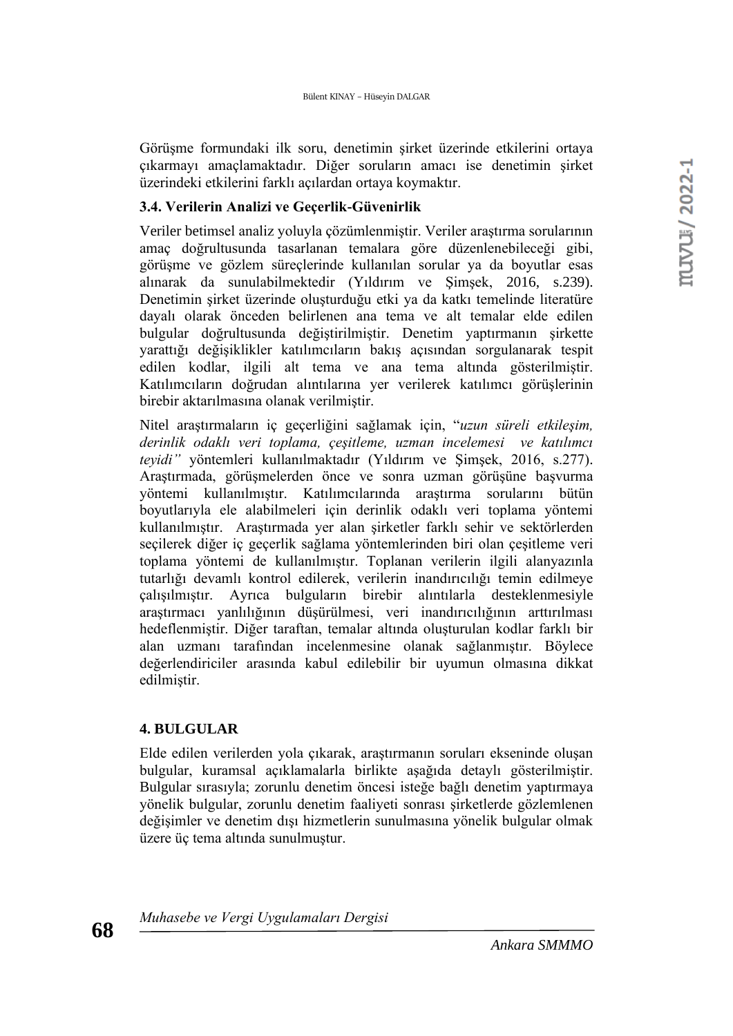Görüşme formundaki ilk soru, denetimin şirket üzerinde etkilerini ortaya çıkarmayı amaçlamaktadır. Diğer soruların amacı ise denetimin şirket üzerindeki etkilerini farklı açılardan ortaya koymaktır.

### 3.4. Verilerin Analizi ve Geçerlik-Güvenirlik

Veriler betimsel analiz yoluyla çözümlenmiştir. Veriler araştırma sorularının amaç doğrultusunda tasarlanan temalara göre düzenlenebileceği gibi, görüşme ve gözlem süreçlerinde kullanılan sorular ya da boyutlar esas alınarak da sunulabilmektedir (Yıldırım ve Şimşek, 2016, s.239). Denetimin şirket üzerinde oluşturduğu etki ya da katkı temelinde literatüre dayalı olarak önceden belirlenen ana tema ve alt temalar elde edilen bulgular doğrultusunda değiştirilmiştir. Denetim yaptırmanın şirkette yarattığı değişiklikler katılımcıların bakış açısından sorgulanarak tespit edilen kodlar, ilgili alt tema ve ana tema altında gösterilmiştir. Katılımcıların doğrudan alıntılarına yer verilerek katılımcı görüşlerinin birebir aktarılmasına olanak verilmiştir.

Nitel araştırmaların iç geçerliğini sağlamak için, "*uzun süreli etkileşim, derinlik odaklı veri toplama, çeşitleme, uzman incelemesi ve katılımcı teyidi"* yöntemleri kullanılmaktadır (Yıldırım ve Şimşek, 2016, s.277). Araştırmada, görüşmelerden önce ve sonra uzman görüşüne başvurma yöntemi kullanılmıştır. Katılımcılarında araştırma sorularını bütün boyutlarıyla ele alabilmeleri için derinlik odaklı veri toplama yöntemi kullanılmıştır. Araştırmada yer alan şirketler farklı sehir ve sektörlerden seçilerek diğer iç geçerlik sağlama yöntemlerinden biri olan çeşitleme veri toplama yöntemi de kullanılmıştır. Toplanan verilerin ilgili alanyazınla tutarlığı devamlı kontrol edilerek, verilerin inandırıcılığı temin edilmeye çalışılmıştır. Ayrıca bulguların birebir alıntılarla desteklenmesiyle araştırmacı yanlılığının düşürülmesi, veri inandırıcılığının arttırılması hedeflenmiştir. Diğer taraftan, temalar altında oluşturulan kodlar farklı bir alan uzmanı tarafından incelenmesine olanak sağlanmıştır. Böylece değerlendiriciler arasında kabul edilebilir bir uyumun olmasına dikkat edilmiştir.

## 4. BULGULAR

Elde edilen verilerden yola çıkarak, araştırmanın soruları ekseninde oluşan bulgular, kuramsal açıklamalarla birlikte aşağıda detaylı gösterilmiştir. Bulgular sırasıyla; zorunlu denetim öncesi isteğe bağlı denetim yaptırmaya yönelik bulgular, zorunlu denetim faaliyeti sonrası şirketlerde gözlemlenen değişimler ve denetim dışı hizmetlerin sunulmasına yönelik bulgular olmak üzere üç tema altında sunulmuştur.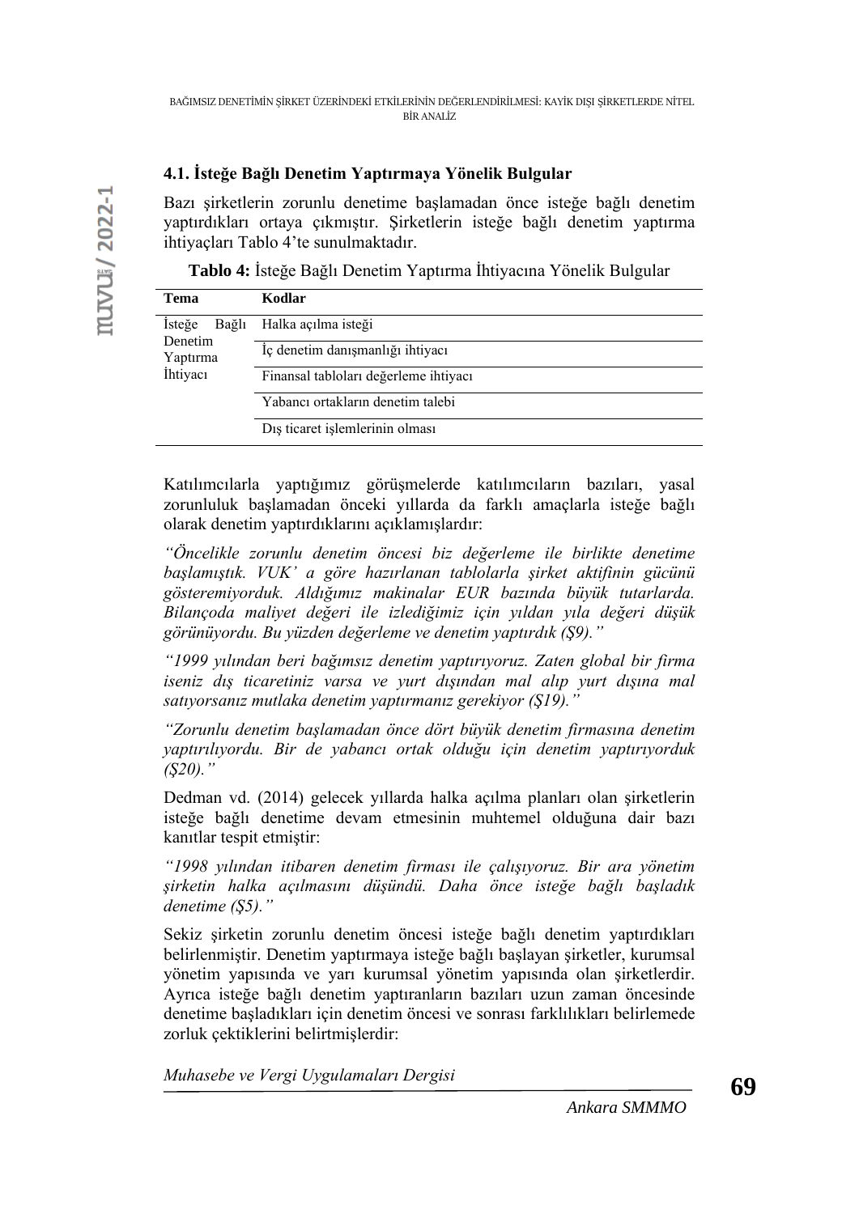### 4.1. İsteğe Bağlı Denetim Yaptırmaya Yönelik Bulgular

Bazı şirketlerin zorunlu denetime başlamadan önce isteğe bağlı denetim yaptırdıkları ortaya çıkmıştır. Şirketlerin isteğe bağlı denetim yaptırma ihtiyaçları Tablo 4'te sunulmaktadır.

**Tablo 4:** İsteğe Bağlı Denetim Yaptırma İhtiyacına Yönelik Bulgular

| Tema | Kodlar |
|---|---|
| İsteğe Bağlı Denetim Yaptırma İhtiyacı | Halka açılma isteği |
| | İç denetim danışmanlığı ihtiyacı |
| | Finansal tabloları değerleme ihtiyacı |
| | Yabancı ortakların denetim talebi |
| | Dış ticaret işlemlerinin olması |

Katılımcılarla yaptığımız görüşmelerde katılımcıların bazıları, yasal zorunluluk başlamadan önceki yıllarda da farklı amaçlarla isteğe bağlı olarak denetim yaptırdıklarını açıklamışlardır:

*"Öncelikle zorunlu denetim öncesi biz değerleme ile birlikte denetime başlamıştık. VUK' a göre hazırlanan tablolarla şirket aktifinin gücünü gösteremiyorduk. Aldığımız makinalar EUR bazında büyük tutarlarda. Bilançoda maliyet değeri ile izlediğimiz için yıldan yıla değeri düşük görünüyordu. Bu yüzden değerleme ve denetim yaptırdık (Ş9)."*

*"1999 yılından beri bağımsız denetim yaptırıyoruz. Zaten global bir firma iseniz dış ticaretiniz varsa ve yurt dışından mal alıp yurt dışına mal satıyorsanız mutlaka denetim yaptırmanız gerekiyor (Ş19)."*

*"Zorunlu denetim başlamadan önce dört büyük denetim firmasına denetim yaptırılıyordu. Bir de yabancı ortak olduğu için denetim yaptırıyorduk (Ş20)."*

Dedman vd. (2014) gelecek yıllarda halka açılma planları olan şirketlerin isteğe bağlı denetime devam etmesinin muhtemel olduğuna dair bazı kanıtlar tespit etmiştir:

*"1998 yılından itibaren denetim firması ile çalışıyoruz. Bir ara yönetim şirketin halka açılmasını düşündü. Daha önce isteğe bağlı başladık denetime (Ş5)."*

Sekiz şirketin zorunlu denetim öncesi isteğe bağlı denetim yaptırdıkları belirlenmiştir. Denetim yaptırmaya isteğe bağlı başlayan şirketler, kurumsal yönetim yapısında ve yarı kurumsal yönetim yapısında olan şirketlerdir. Ayrıca isteğe bağlı denetim yaptıranların bazıları uzun zaman öncesinde denetime başladıkları için denetim öncesi ve sonrası farklılıkları belirlemede zorluk çektiklerini belirtmişlerdir: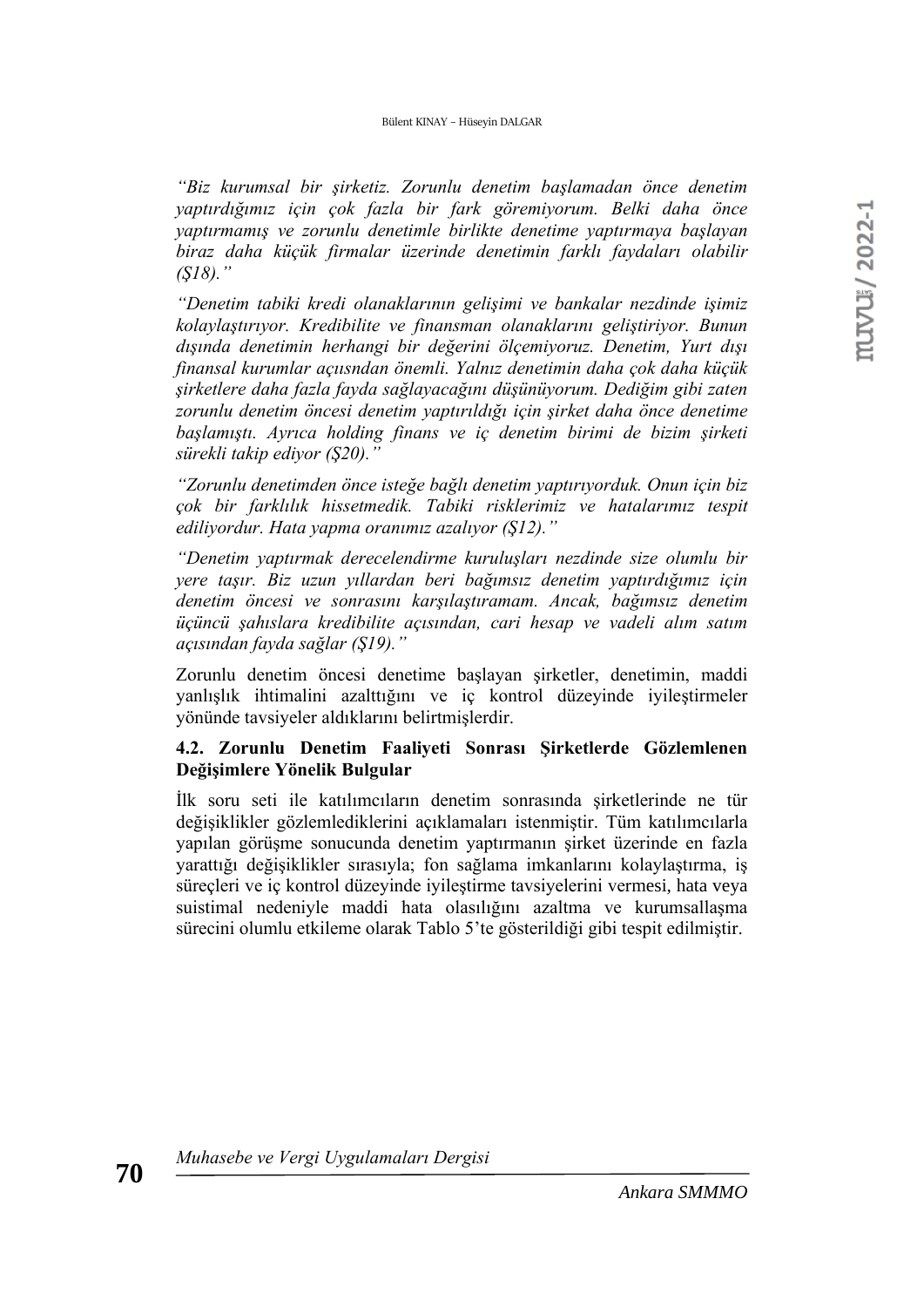*“Biz kurumsal bir şirketiz. Zorunlu denetim başlamadan önce denetim yaptırdığımız için çok fazla bir fark göremiyorum. Belki daha önce yaptırmamış ve zorunlu denetimle birlikte denetime yaptırmaya başlayan biraz daha küçük firmalar üzerinde denetimin farklı faydaları olabilir (Ş18).”*

*“Denetim tabiki kredi olanaklarının gelişimi ve bankalar nezdinde işimiz kolaylaştırıyor. Kredibilite ve finansman olanaklarını geliştiriyor. Bunun dışında denetimin herhangi bir değerini ölçemiyoruz. Denetim, Yurt dışı finansal kurumlar açısından önemli. Yalnız denetimin daha çok daha küçük şirketlere daha fazla fayda sağlayacağını düşünüyorum. Dediğim gibi zaten zorunlu denetim öncesi denetim yaptırıldığı için şirket daha önce denetime başlamıştı. Ayrıca holding finans ve iç denetim birimi de bizim şirketi sürekli takip ediyor (Ş20).”*

*“Zorunlu denetimden önce isteğe bağlı denetim yaptırıyorduk. Onun için biz çok bir farklılık hissetmedik. Tabiki risklerimiz ve hatalarımız tespit ediliyordur. Hata yapma oranımız azalıyor (Ş12).”*

*“Denetim yaptırmak derecelendirme kuruluşları nezdinde size olumlu bir yere taşır. Biz uzun yıllardan beri bağımsız denetim yaptırdığımız için denetim öncesi ve sonrasını karşılaştıramam. Ancak, bağımsız denetim üçüncü şahıslara kredibilite açısından, cari hesap ve vadeli alım satım açısından fayda sağlar (Ş19).”*

Zorunlu denetim öncesi denetime başlayan şirketler, denetimin, maddi yanlışlık ihtimalini azalttığını ve iç kontrol düzeyinde iyileştirmeler yönünde tavsiyeler aldıklarını belirtmişlerdir.

### 4.2. Zorunlu Denetim Faaliyeti Sonrası Şirketlerde Gözlemlenen Değişimlere Yönelik Bulgular

İlk soru seti ile katılımcıların denetim sonrasında şirketlerinde ne tür değişiklikler gözlemlediklerini açıklamaları istenmiştir. Tüm katılımcılarla yapılan görüşme sonucunda denetim yaptırmanın şirket üzerinde en fazla yarattığı değişiklikler sırasıyla; fon sağlama imkanlarını kolaylaştırma, iş süreçleri ve iç kontrol düzeyinde iyileştirme tavsiyelerini vermesi, hata veya suistimal nedeniyle maddi hata olasılığını azaltma ve kurumsallaşma sürecini olumlu etkileme olarak Tablo 5’te gösterildiği gibi tespit edilmiştir.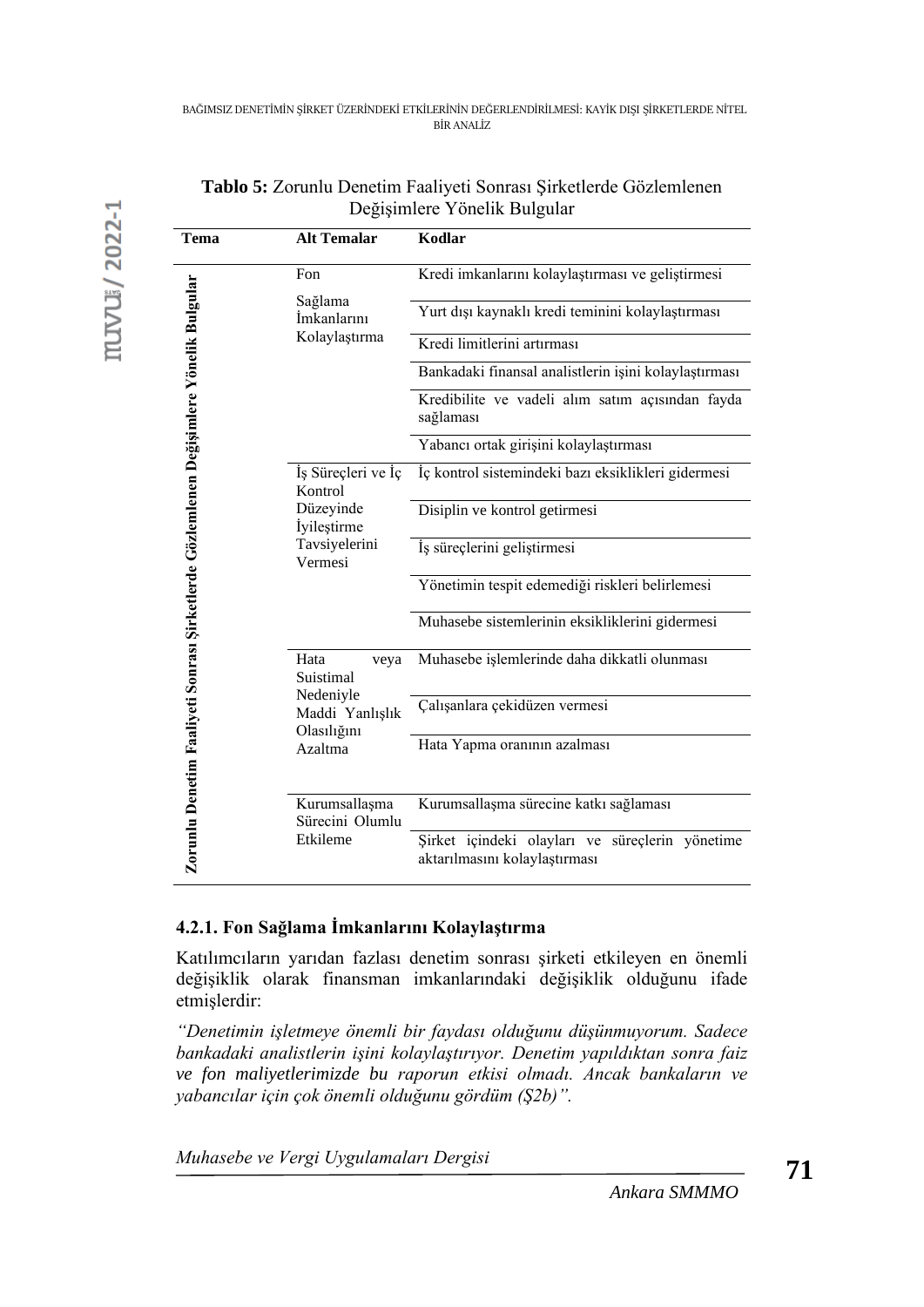**Tablo 5:** Zorunlu Denetim Faaliyeti Sonrası Şirketlerde Gözlemlenen Değişimlere Yönelik Bulgular

| Tema | Alt Temalar | Kodlar |
|---|---|---|
| Zorunlu Denetim Faaliyeti Sonrası Şirketlerde Gözlemlenen Değişimlere Yönelik Bulgular | Fon Sağlama İmkanlarını Kolaylaştırma | Kredi imkanlarını kolaylaştırması ve geliştirmesi |
| | | Yurt dışı kaynaklı kredi teminini kolaylaştırması |
| | | Kredi limitlerini artırması |
| | | Bankadaki finansal analistlerin işini kolaylaştırması |
| | | Kredibilite ve vadeli alım satım açısından fayda sağlaması |
| | | Yabancı ortak girişini kolaylaştırması |
| | İş Süreçleri ve İç Kontrol Düzeyinde İyileştirme Tavsiyelerini Vermesi | İç kontrol sistemindeki bazı eksiklikleri gidermesi |
| | | Disiplin ve kontrol getirmesi |
| | | İş süreçlerini geliştirmesi |
| | | Yönetimin tespit edemediği riskleri belirlemesi |
| | | Muhasebe sistemlerinin eksikliklerini gidermesi |
| | Hata veya Suistimal Nedeniyle Maddi Yanlışlık Olasılığını Azaltma | Muhasebe işlemlerinde daha dikkatli olunması |
| | | Çalışanlara çekidüzen vermesi |
| | | Hata Yapma oranının azalması |
| | Kurumsallaşma Sürecini Olumlu Etkileme | Kurumsallaşma sürecine katkı sağlaması |
| | | Şirket içindeki olayları ve süreçlerin yönetime aktarılmasını kolaylaştırması |

### 4.2.1. Fon Sağlama İmkanlarını Kolaylaştırma

Katılımcıların yarıdan fazlası denetim sonrası şirketi etkileyen en önemli değişiklik olarak finansman imkanlarındaki değişiklik olduğunu ifade etmişlerdir:

*"Denetimin işletmeye önemli bir faydası olduğunu düşünmuyorum. Sadece bankadaki analistlerin işini kolaylaştırıyor. Denetim yapıldıktan sonra faiz ve fon maliyetlerimizde bu raporun etkisi olmadı. Ancak bankaların ve yabancılar için çok önemli olduğunu gördüm (Ş2b)".*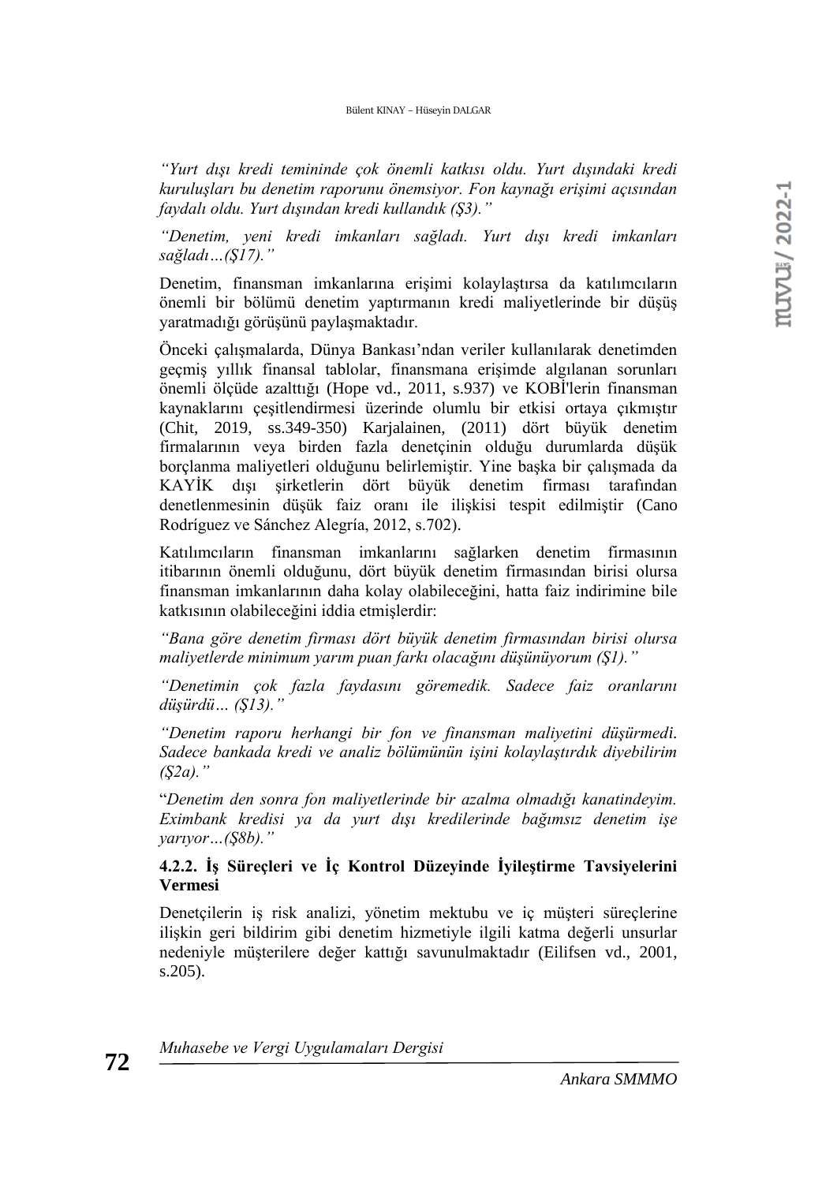*"Yurt dışı kredi temininde çok önemli katkısı oldu. Yurt dışındaki kredi kuruluşları bu denetim raporunu önemsiyor. Fon kaynağı erişimi açısından faydalı oldu. Yurt dışından kredi kullandık (Ş3)."*

*"Denetim, yeni kredi imkanları sağladı. Yurt dışı kredi imkanları sağladı…(Ş17)."*

Denetim, finansman imkanlarına erişimi kolaylaştırsa da katılımcıların önemli bir bölümü denetim yaptırmanın kredi maliyetlerinde bir düşüş yaratmadığı görüşünü paylaşmaktadır.

Önceki çalışmalarda, Dünya Bankası'ndan veriler kullanılarak denetimden geçmiş yıllık finansal tablolar, finansmana erişimde algılanan sorunları önemli ölçüde azalttığı (Hope vd., 2011, s.937) ve KOBİ'lerin finansman kaynaklarını çeşitlendirmesi üzerinde olumlu bir etkisi ortaya çıkmıştır (Chit, 2019, ss.349-350) Karjalainen, (2011) dört büyük denetim firmalarının veya birden fazla denetçinin olduğu durumlarda düşük borçlanma maliyetleri olduğunu belirlemiştir. Yine başka bir çalışmada da KAYİK dışı şirketlerin dört büyük denetim firması tarafından denetlenmesinin düşük faiz oranı ile ilişkisi tespit edilmiştir (Cano Rodríguez ve Sánchez Alegría, 2012, s.702).

Katılımcıların finansman imkanlarını sağlarken denetim firmasının itibarının önemli olduğunu, dört büyük denetim firmasından birisi olursa finansman imkanlarının daha kolay olabileceğini, hatta faiz indirimine bile katkısının olabileceğini iddia etmişlerdir:

*"Bana göre denetim firması dört büyük denetim firmasından birisi olursa maliyetlerde minimum yarım puan farkı olacağını düşünüyorum (Ş1)."*

*"Denetimin çok fazla faydasını göremedik. Sadece faiz oranlarını düşürdü… (Ş13)."*

*"Denetim raporu herhangi bir fon ve finansman maliyetini düşürmedi. Sadece bankada kredi ve analiz bölümünün işini kolaylaştırdık diyebilirim (Ş2a)."*

"*Denetim den sonra fon maliyetlerinde bir azalma olmadığı kanatindeyim. Eximbank kredisi ya da yurt dışı kredilerinde bağımsız denetim işe yarıyor…(Ş8b).*"

#### 4.2.2. İş Süreçleri ve İç Kontrol Düzeyinde İyileştirme Tavsiyelerini Vermesi

Denetçilerin iş risk analizi, yönetim mektubu ve iç müşteri süreçlerine ilişkin geri bildirim gibi denetim hizmetiyle ilgili katma değerli unsurlar nedeniyle müşterilere değer kattığı savunulmaktadır (Eilifsen vd., 2001, s.205).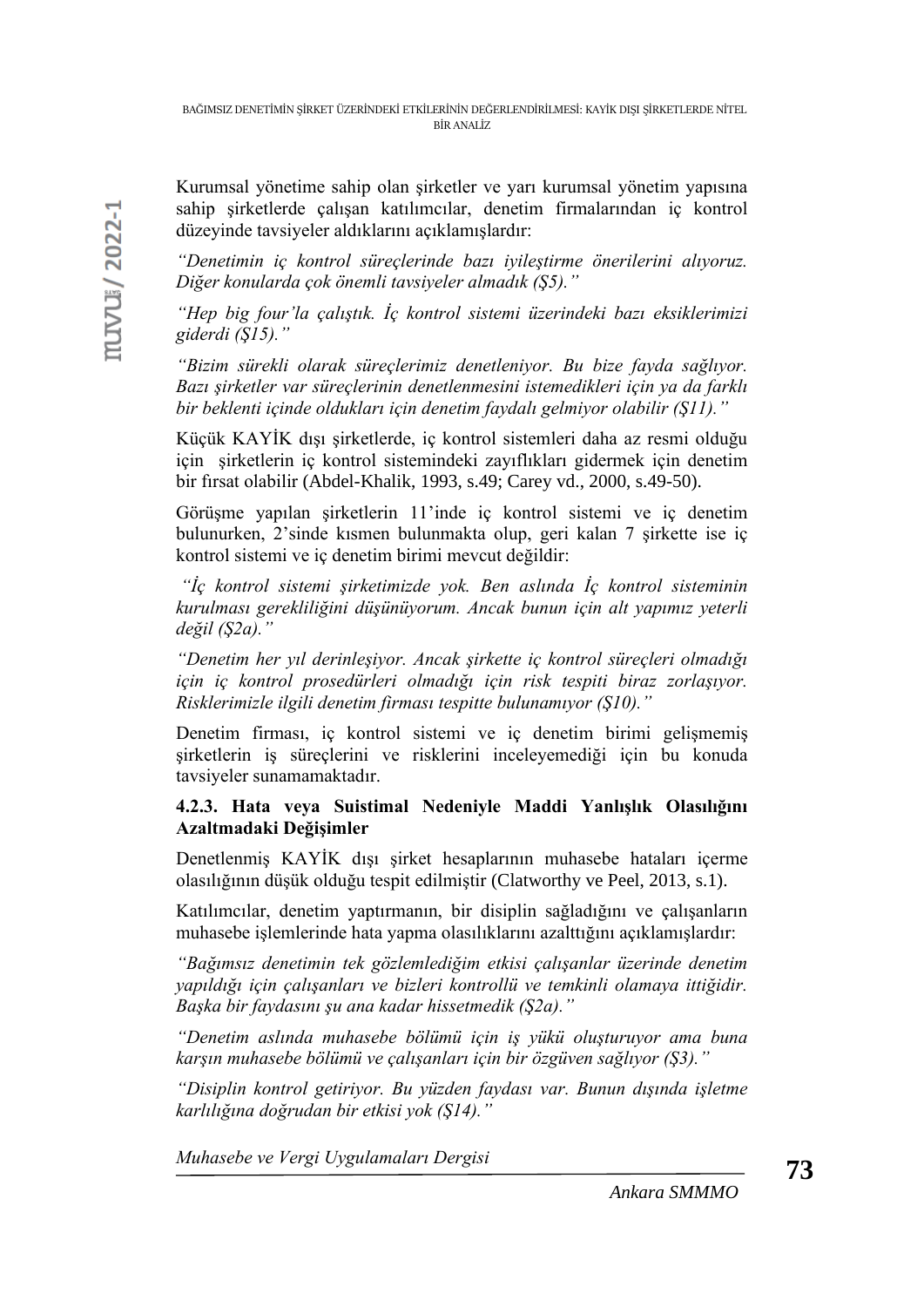Kurumsal yönetime sahip olan şirketler ve yarı kurumsal yönetim yapısına sahip şirketlerde çalışan katılımcılar, denetim firmalarından iç kontrol düzeyinde tavsiyeler aldıklarını açıklamışlardır:

*"Denetimin iç kontrol süreçlerinde bazı iyileştirme önerilerini alıyoruz. Diğer konularda çok önemli tavsiyeler almadık (Ş5)."*

*"Hep big four'la çalıştık. İç kontrol sistemi üzerindeki bazı eksiklerimizi giderdi (Ş15)."*

*"Bizim sürekli olarak süreçlerimiz denetleniyor. Bu bize fayda sağlıyor. Bazı şirketler var süreçlerinin denetlenmesini istemedikleri için ya da farklı bir beklenti içinde oldukları için denetim faydalı gelmiyor olabilir (Ş11)."*

Küçük KAYİK dışı şirketlerde, iç kontrol sistemleri daha az resmi olduğu için şirketlerin iç kontrol sistemindeki zayıflıkları gidermek için denetim bir fırsat olabilir (Abdel-Khalik, 1993, s.49; Carey vd., 2000, s.49-50).

Görüşme yapılan şirketlerin 11'inde iç kontrol sistemi ve iç denetim bulunurken, 2'sinde kısmen bulunmakta olup, geri kalan 7 şirkette ise iç kontrol sistemi ve iç denetim birimi mevcut değildir:

*"İç kontrol sistemi şirketimizde yok. Ben aslında İç kontrol sisteminin kurulması gerekliliğini düşünüyorum. Ancak bunun için alt yapımız yeterli değil (Ş2a)."*

*"Denetim her yıl derinleşiyor. Ancak şirkette iç kontrol süreçleri olmadığı için iç kontrol prosedürleri olmadığı için risk tespiti biraz zorlaşıyor. Risklerimizle ilgili denetim firması tespitte bulunamıyor (Ş10)."*

Denetim firması, iç kontrol sistemi ve iç denetim birimi gelişmemiş şirketlerin iş süreçlerini ve risklerini inceleyemediği için bu konuda tavsiyeler sunamamaktadır.

#### 4.2.3. Hata veya Suistimal Nedeniyle Maddi Yanlışlık Olasılığını Azaltmadaki Değişimler

Denetlenmiş KAYİK dışı şirket hesaplarının muhasebe hataları içerme olasılığının düşük olduğu tespit edilmiştir (Clatworthy ve Peel, 2013, s.1).

Katılımcılar, denetim yaptırmanın, bir disiplin sağladığını ve çalışanların muhasebe işlemlerinde hata yapma olasılıklarını azalttığını açıklamışlardır:

*"Bağımsız denetimin tek gözlemlediğim etkisi çalışanlar üzerinde denetim yapıldığı için çalışanları ve bizleri kontrollü ve temkinli olamaya ittiğidir. Başka bir faydasını şu ana kadar hissetmedik (Ş2a)."*

*"Denetim aslında muhasebe bölümü için iş yükü oluşturuyor ama buna karşın muhasebe bölümü ve çalışanları için bir özgüven sağlıyor (Ş3)."*

*"Disiplin kontrol getiriyor. Bu yüzden faydası var. Bunun dışında işletme karlılığına doğrudan bir etkisi yok (Ş14)."*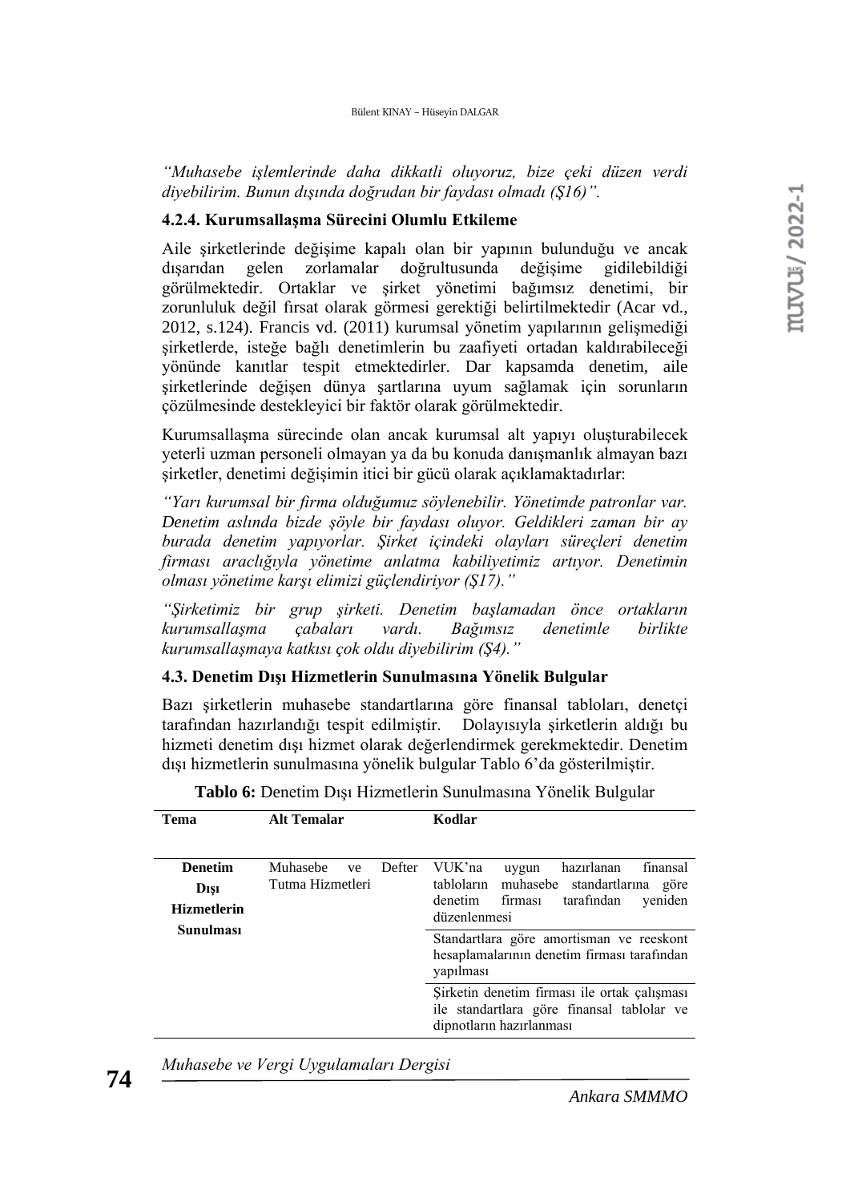*"Muhasebe işlemlerinde daha dikkatli oluyoruz, bize çeki düzen verdi diyebilirim. Bunun dışında doğrudan bir faydası olmadı (Ş16)".*

#### 4.2.4. Kurumsallaşma Sürecini Olumlu Etkileme

Aile şirketlerinde değişime kapalı olan bir yapının bulunduğu ve ancak dışarıdan gelen zorlamalar doğrultusunda değişime gidilebildiği görülmektedir. Ortaklar ve şirket yönetimi bağımsız denetimi, bir zorunluluk değil fırsat olarak görmesi gerektiği belirtilmektedir (Acar vd., 2012, s.124). Francis vd. (2011) kurumsal yönetim yapılarının gelişmediği şirketlerde, isteğe bağlı denetimlerin bu zaafiyeti ortadan kaldırabileceği yönünde kanıtlar tespit etmektedirler. Dar kapsamda denetim, aile şirketlerinde değişen dünya şartlarına uyum sağlamak için sorunların çözülmesinde destekleyici bir faktör olarak görülmektedir.

Kurumsallaşma sürecinde olan ancak kurumsal alt yapıyı oluşturabilecek yeterli uzman personeli olmayan ya da bu konuda danışmanlık almayan bazı şirketler, denetimi değişimin itici bir gücü olarak açıklamaktadırlar:

*"Yarı kurumsal bir firma olduğumuz söylenebilir. Yönetimde patronlar var. Denetim aslında bizde şöyle bir faydası oluyor. Geldikleri zaman bir ay burada denetim yapıyorlar. Şirket içindeki olayları süreçleri denetim firması aracılığıyla yönetime anlatma kabiliyetimiz artıyor. Denetimin olması yönetime karşı elimizi güçlendiriyor (Ş17)."*

*"Şirketimiz bir grup şirketi. Denetim başlamadan önce ortakların kurumsallaşma çabaları vardı. Bağımsız denetimle birlikte kurumsallaşmaya katkısı çok oldu diyebilirim (Ş4)."*

### 4.3. Denetim Dışı Hizmetlerin Sunulmasına Yönelik Bulgular

Bazı şirketlerin muhasebe standartlarına göre finansal tabloları, denetçi tarafından hazırlandığı tespit edilmiştir. Dolayısıyla şirketlerin aldığı bu hizmeti denetim dışı hizmet olarak değerlendirmek gerekmektedir. Denetim dışı hizmetlerin sunulmasına yönelik bulgular Tablo 6'da gösterilmiştir.

**Tablo 6:** Denetim Dışı Hizmetlerin Sunulmasına Yönelik Bulgular

| Tema | Alt Temalar | Kodlar |
|---|---|---|
| **Denetim Dışı Hizmetlerin Sunulması** | Muhasebe ve Defter Tutma Hizmetleri | VUK'na uygun hazırlanan finansal tabloların muhasebe standartlarına göre denetim firması tarafından yeniden düzenlenmesi |
| | | Standartlara göre amortisman ve reeskont hesaplamalarının denetim firması tarafından yapılması |
| | | Şirketin denetim firması ile ortak çalışması ile standartlara göre finansal tablolar ve dipnotların hazırlanması |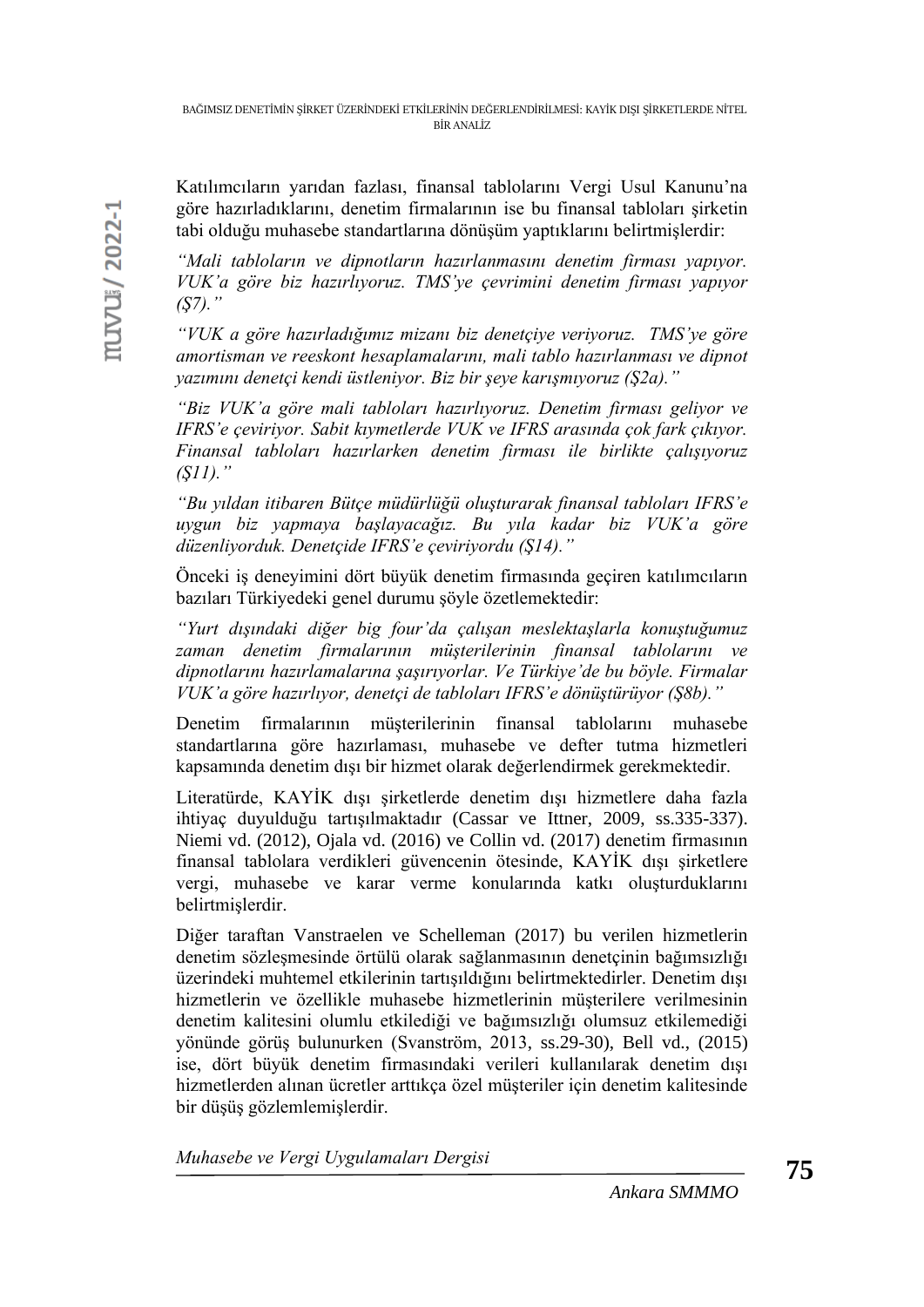Katılımcıların yarıdan fazlası, finansal tablolarını Vergi Usul Kanunu'na göre hazırladıklarını, denetim firmalarının ise bu finansal tabloları şirketin tabi olduğu muhasebe standartlarına dönüşüm yaptıklarını belirtmişlerdir:

*"Mali tabloların ve dipnotların hazırlanmasını denetim firması yapıyor. VUK'a göre biz hazırlıyoruz. TMS'ye çevrimini denetim firması yapıyor (Ş7)."*

*"VUK a göre hazırladığımız mizanı biz denetçiye veriyoruz. TMS'ye göre amortisman ve reeskont hesaplamalarını, mali tablo hazırlanması ve dipnot yazımını denetçi kendi üstleniyor. Biz bir şeye karışmıyoruz (Ş2a)."*

*"Biz VUK'a göre mali tabloları hazırlıyoruz. Denetim firması geliyor ve IFRS'e çeviriyor. Sabit kıymetlerde VUK ve IFRS arasında çok fark çıkıyor. Finansal tabloları hazırlarken denetim firması ile birlikte çalışıyoruz (Ş11)."*

*"Bu yıldan itibaren Bütçe müdürlüğü oluşturarak finansal tabloları IFRS'e uygun biz yapmaya başlayacağız. Bu yıla kadar biz VUK'a göre düzenliyorduk. Denetçide IFRS'e çeviriyordu (Ş14)."*

Önceki iş deneyimini dört büyük denetim firmasında geçiren katılımcıların bazıları Türkiyedeki genel durumu şöyle özetlemektedir:

*"Yurt dışındaki diğer big four'da çalışan meslektaşlarla konuştuğumuz zaman denetim firmalarının müşterilerinin finansal tablolarını ve dipnotlarını hazırlamalarına şaşırıyorlar. Ve Türkiye'de bu böyle. Firmalar VUK'a göre hazırlıyor, denetçi de tabloları IFRS'e dönüştürüyor (Ş8b)."*

Denetim firmalarının müşterilerinin finansal tablolarını muhasebe standartlarına göre hazırlaması, muhasebe ve defter tutma hizmetleri kapsamında denetim dışı bir hizmet olarak değerlendirmek gerekmektedir.

Literatürde, KAYİK dışı şirketlerde denetim dışı hizmetlere daha fazla ihtiyaç duyulduğu tartışılmaktadır (Cassar ve Ittner, 2009, ss.335-337). Niemi vd. (2012), Ojala vd. (2016) ve Collin vd. (2017) denetim firmasının finansal tablolara verdikleri güvencenin ötesinde, KAYİK dışı şirketlere vergi, muhasebe ve karar verme konularında katkı oluşturduklarını belirtmişlerdir.

Diğer taraftan Vanstraelen ve Schelleman (2017) bu verilen hizmetlerin denetim sözleşmesinde örtülü olarak sağlanmasının denetçinin bağımsızlığı üzerindeki muhtemel etkilerinin tartışıldığını belirtmektedirler. Denetim dışı hizmetlerin ve özellikle muhasebe hizmetlerinin müşterilere verilmesinin denetim kalitesini olumlu etkilediği ve bağımsızlığı olumsuz etkilemediği yönünde görüş bulunurken (Svanström, 2013, ss.29-30), Bell vd., (2015) ise, dört büyük denetim firmasındaki verileri kullanılarak denetim dışı hizmetlerden alınan ücretler arttıkça özel müşteriler için denetim kalitesinde bir düşüş gözlemlemişlerdir.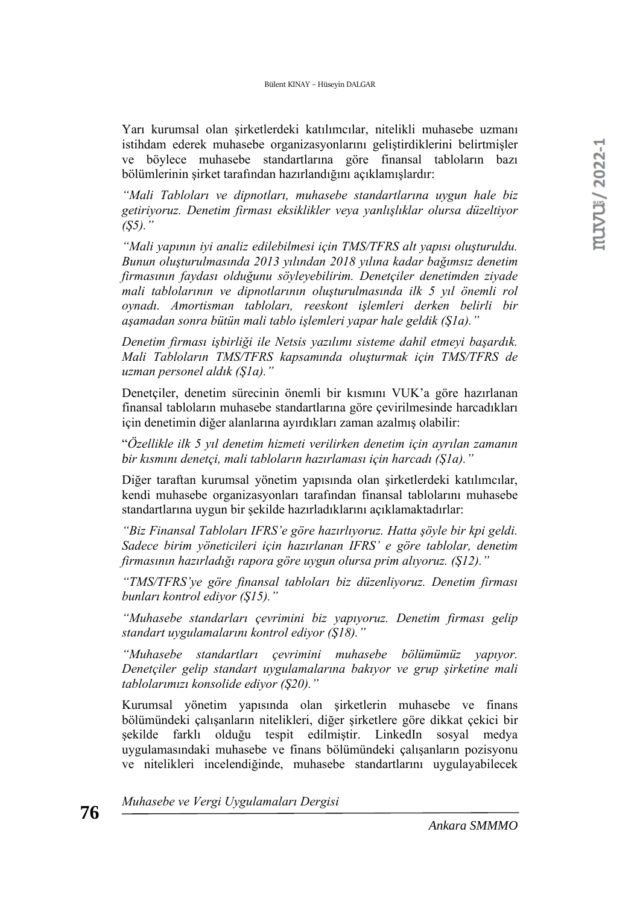Yarı kurumsal olan şirketlerdeki katılımcılar, nitelikli muhasebe uzmanı istihdam ederek muhasebe organizasyonlarını geliştirdiklerini belirtmişler ve böylece muhasebe standartlarına göre finansal tabloların bazı bölümlerinin şirket tarafından hazırlandığını açıklamışlardır:

*"Mali Tabloları ve dipnotları, muhasebe standartlarına uygun hale biz getiriyoruz. Denetim firması eksiklikler veya yanlışlıklar olursa düzeltiyor (Ş5)."*

*"Mali yapının iyi analiz edilebilmesi için TMS/TFRS alt yapısı oluşturuldu. Bunun oluşturulmasında 2013 yılından 2018 yılına kadar bağımsız denetim firmasının faydası olduğunu söyleyebilirim. Denetçiler denetimden ziyade mali tablolarının ve dipnotlarının oluşturulmasında ilk 5 yıl önemli rol oynadı. Amortisman tabloları, reeskont işlemleri derken belirli bir aşamadan sonra bütün mali tablo işlemleri yapar hale geldik (Ş1a)."*

*Denetim firması işbirliği ile Netsis yazılımı sisteme dahil etmeyi başardık. Mali Tabloların TMS/TFRS kapsamında oluşturmak için TMS/TFRS de uzman personel aldık (Ş1a)."*

Denetçiler, denetim sürecinin önemli bir kısmını VUK'a göre hazırlanan finansal tabloların muhasebe standartlarına göre çevirilmesinde harcadıkları için denetimin diğer alanlarına ayırdıkları zaman azalmış olabilir:

"*Özellikle ilk 5 yıl denetim hizmeti verilirken denetim için ayrılan zamanın bir kısmını denetçi, mali tabloların hazırlaması için harcadı (Ş1a)."*

Diğer taraftan kurumsal yönetim yapısında olan şirketlerdeki katılımcılar, kendi muhasebe organizasyonları tarafından finansal tablolarını muhasebe standartlarına uygun bir şekilde hazırladıklarını açıklamaktadırlar:

*"Biz Finansal Tabloları IFRS'e göre hazırlıyoruz. Hatta şöyle bir kpi geldi. Sadece birim yöneticileri için hazırlanan IFRS' e göre tablolar, denetim firmasının hazırladığı rapora göre uygun olursa prim alıyoruz. (Ş12)."*

*"TMS/TFRS'ye göre finansal tabloları biz düzenliyoruz. Denetim firması bunları kontrol ediyor (Ş15)."*

*"Muhasebe standarları çevrimini biz yapıyoruz. Denetim firması gelip standart uygulamalarını kontrol ediyor (Ş18)."*

*"Muhasebe standartları çevrimini muhasebe bölümümüz yapıyor. Denetçiler gelip standart uygulamalarına bakıyor ve grup şirketine mali tablolarımızı konsolide ediyor (Ş20)."*

Kurumsal yönetim yapısında olan şirketlerin muhasebe ve finans bölümündeki çalışanların nitelikleri, diğer şirketlere göre dikkat çekici bir şekilde farklı olduğu tespit edilmiştir. LinkedIn sosyal medya uygulamasındaki muhasebe ve finans bölümündeki çalışanların pozisyonu ve nitelikleri incelendiğinde, muhasebe standartlarını uygulayabilecek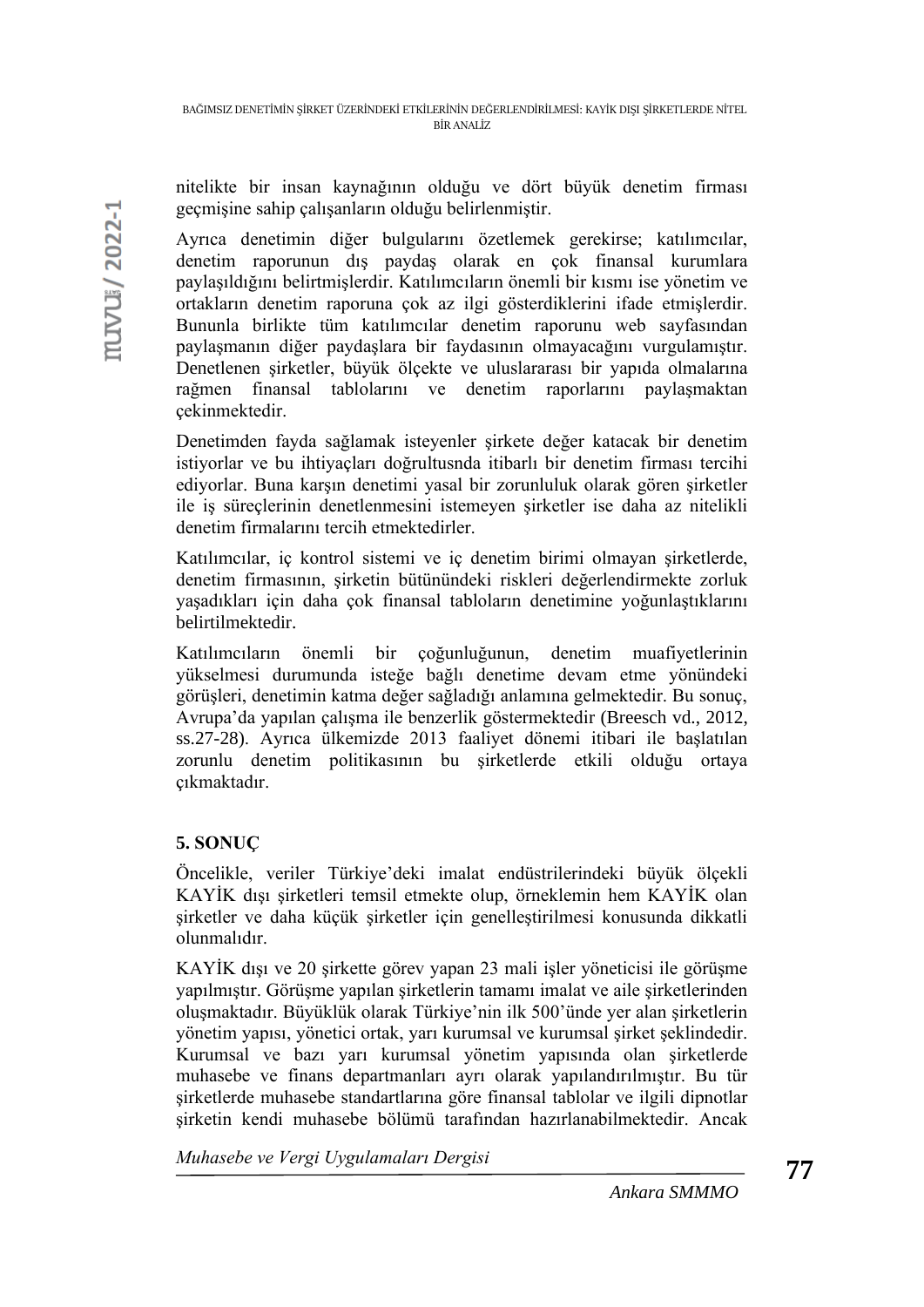nitelikte bir insan kaynağının olduğu ve dört büyük denetim firması geçmişine sahip çalışanların olduğu belirlenmiştir.

Ayrıca denetimin diğer bulgularını özetlemek gerekirse; katılımcılar, denetim raporunun dış paydaş olarak en çok finansal kurumlara paylaşıldığını belirtmişlerdir. Katılımcıların önemli bir kısmı ise yönetim ve ortakların denetim raporuna çok az ilgi gösterdiklerini ifade etmişlerdir. Bununla birlikte tüm katılımcılar denetim raporunu web sayfasından paylaşmanın diğer paydaşlara bir faydasının olmayacağını vurgulamıştır. Denetlenen şirketler, büyük ölçekte ve uluslararası bir yapıda olmalarına rağmen finansal tablolarını ve denetim raporlarını paylaşmaktan çekinmektedir.

Denetimden fayda sağlamak isteyenler şirkete değer katacak bir denetim istiyorlar ve bu ihtiyaçları doğrultusunda itibarlı bir denetim firması tercihi ediyorlar. Buna karşın denetimi yasal bir zorunluluk olarak gören şirketler ile iş süreçlerinin denetlenmesini istemeyen şirketler ise daha az nitelikli denetim firmalarını tercih etmektedirler.

Katılımcılar, iç kontrol sistemi ve iç denetim birimi olmayan şirketlerde, denetim firmasının, şirketin bütünündeki riskleri değerlendirmekte zorluk yaşadıkları için daha çok finansal tabloların denetimine yoğunlaştıklarını belirtilmektedir.

Katılımcıların önemli bir çoğunluğunun, denetim muafiyetlerinin yükselmesi durumunda isteğe bağlı denetime devam etme yönündeki görüşleri, denetimin katma değer sağladığı anlamına gelmektedir. Bu sonuç, Avrupa'da yapılan çalışma ile benzerlik göstermektedir (Breesch vd., 2012, ss.27-28). Ayrıca ülkemizde 2013 faaliyet dönemi itibari ile başlatılan zorunlu denetim politikasının bu şirketlerde etkili olduğu ortaya çıkmaktadır.

## 5. SONUÇ

Öncelikle, veriler Türkiye'deki imalat endüstrilerindeki büyük ölçekli KAYİK dışı şirketleri temsil etmekte olup, örneklemin hem KAYİK olan şirketler ve daha küçük şirketler için genelleştirilmesi konusunda dikkatli olunmalıdır.

KAYİK dışı ve 20 şirkette görev yapan 23 mali işler yöneticisi ile görüşme yapılmıştır. Görüşme yapılan şirketlerin tamamı imalat ve aile şirketlerinden oluşmaktadır. Büyüklük olarak Türkiye'nin ilk 500'ünde yer alan şirketlerin yönetim yapısı, yönetici ortak, yarı kurumsal ve kurumsal şirket şeklindedir. Kurumsal ve bazı yarı kurumsal yönetim yapısında olan şirketlerde muhasebe ve finans departmanları ayrı olarak yapılandırılmıştır. Bu tür şirketlerde muhasebe standartlarına göre finansal tablolar ve ilgili dipnotlar şirketin kendi muhasebe bölümü tarafından hazırlanabilmektedir. Ancak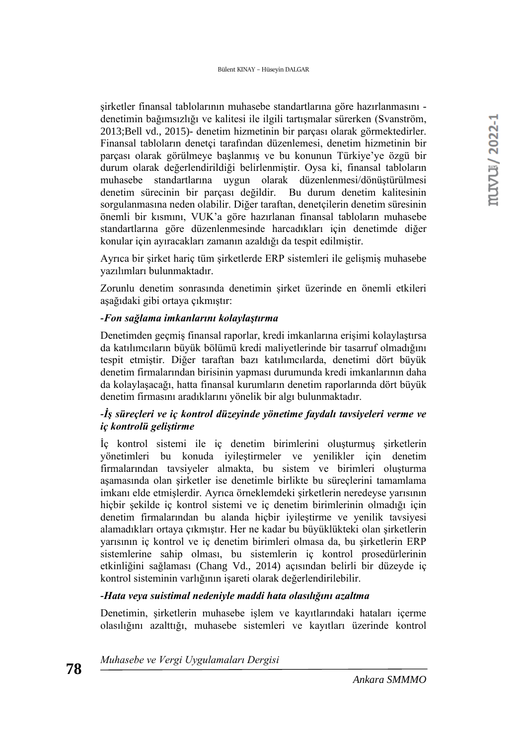şirketler finansal tablolarının muhasebe standartlarına göre hazırlanmasını -denetimin bağımsızlığı ve kalitesi ile ilgili tartışmalar sürerken (Svanström, 2013;Bell vd., 2015)- denetim hizmetinin bir parçası olarak görmektedirler. Finansal tabloların denetçi tarafından düzenlemesi, denetim hizmetinin bir parçası olarak görülmeye başlanmış ve bu konunun Türkiye'ye özgü bir durum olarak değerlendirildiği belirlenmiştir. Oysa ki, finansal tabloların muhasebe standartlarına uygun olarak düzenlenmesi/dönüştürülmesi denetim sürecinin bir parçası değildir. Bu durum denetim kalitesinin sorgulanmasına neden olabilir. Diğer taraftan, denetçilerin denetim süresinin önemli bir kısmını, VUK'a göre hazırlanan finansal tabloların muhasebe standartlarına göre düzenlenmesinde harcadıkları için denetimde diğer konular için ayıracakları zamanın azaldığı da tespit edilmiştir.

Ayrıca bir şirket hariç tüm şirketlerde ERP sistemleri ile gelişmiş muhasebe yazılımları bulunmaktadır.

Zorunlu denetim sonrasında denetimin şirket üzerinde en önemli etkileri aşağıdaki gibi ortaya çıkmıştır:

***-Fon sağlama imkanlarını kolaylaştırma***

Denetimden geçmiş finansal raporlar, kredi imkanlarına erişimi kolaylaştırsa da katılımcıların büyük bölümü kredi maliyetlerinde bir tasarruf olmadığını tespit etmiştir. Diğer taraftan bazı katılımcılarda, denetimi dört büyük denetim firmalarından birisinin yapması durumunda kredi imkanlarının daha da kolaylaşacağı, hatta finansal kurumların denetim raporlarında dört büyük denetim firmasını aradıklarını yönelik bir algı bulunmaktadır.

***-İş süreçleri ve iç kontrol düzeyinde yönetime faydalı tavsiyeleri verme ve iç kontrolü geliştirme***

İç kontrol sistemi ile iç denetim birimlerini oluşturmuş şirketlerin yönetimleri bu konuda iyileştirmeler ve yenilikler için denetim firmalarından tavsiyeler almakta, bu sistem ve birimleri oluşturma aşamasında olan şirketler ise denetimle birlikte bu süreçlerini tamamlama imkanı elde etmişlerdir. Ayrıca örneklemdeki şirketlerin neredeyse yarısının hiçbir şekilde iç kontrol sistemi ve iç denetim birimlerinin olmadığı için denetim firmalarından bu alanda hiçbir iyileştirme ve yenilik tavsiyesi alamadıkları ortaya çıkmıştır. Her ne kadar bu büyüklükteki olan şirketlerin yarısının iç kontrol ve iç denetim birimleri olmasa da, bu şirketlerin ERP sistemlerine sahip olması, bu sistemlerin iç kontrol prosedürlerinin etkinliğini sağlaması (Chang Vd., 2014) açısından belirli bir düzeyde iç kontrol sisteminin varlığının işareti olarak değerlendirilebilir.

***-Hata veya suistimal nedeniyle maddi hata olasılığını azaltma***

Denetimin, şirketlerin muhasebe işlem ve kayıtlarındaki hataları içerme olasılığını azalttığı, muhasebe sistemleri ve kayıtları üzerinde kontrol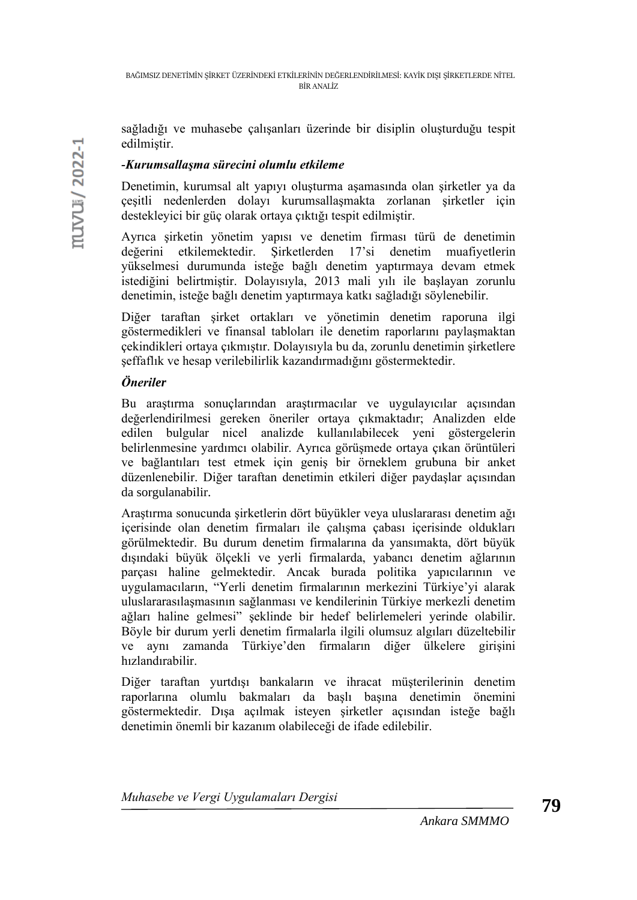sağladığı ve muhasebe çalışanları üzerinde bir disiplin oluşturduğu tespit edilmiştir.

*-Kurumsallaşma sürecini olumlu etkileme*

Denetimin, kurumsal alt yapıyı oluşturma aşamasında olan şirketler ya da çeşitli nedenlerden dolayı kurumsallaşmakta zorlanan şirketler için destekleyici bir güç olarak ortaya çıktığı tespit edilmiştir.

Ayrıca şirketin yönetim yapısı ve denetim firması türü de denetimin değerini etkilemektedir. Şirketlerden 17'si denetim muafiyetlerin yükselmesi durumunda isteğe bağlı denetim yaptırmaya devam etmek istediğini belirtmiştir. Dolayısıyla, 2013 mali yılı ile başlayan zorunlu denetimin, isteğe bağlı denetim yaptırmaya katkı sağladığı söylenebilir.

Diğer taraftan şirket ortakları ve yönetimin denetim raporuna ilgi göstermedikleri ve finansal tabloları ile denetim raporlarını paylaşmaktan çekindikleri ortaya çıkmıştır. Dolayısıyla bu da, zorunlu denetimin şirketlere şeffaflık ve hesap verilebilirlik kazandırmadığını göstermektedir.

***Öneriler***

Bu araştırma sonuçlarından araştırmacılar ve uygulayıcılar açısından değerlendirilmesi gereken öneriler ortaya çıkmaktadır; Analizden elde edilen bulgular nicel analizde kullanılabilecek yeni göstergelerin belirlenmesine yardımcı olabilir. Ayrıca görüşmede ortaya çıkan örüntüleri ve bağlantıları test etmek için geniş bir örneklem grubuna bir anket düzenlenebilir. Diğer taraftan denetimin etkileri diğer paydaşlar açısından da sorgulanabilir.

Araştırma sonucunda şirketlerin dört büyükler veya uluslararası denetim ağı içerisinde olan denetim firmaları ile çalışma çabası içerisinde oldukları görülmektedir. Bu durum denetim firmalarına da yansımakta, dört büyük dışındaki büyük ölçekli ve yerli firmalarda, yabancı denetim ağlarının parçası haline gelmektedir. Ancak burada politika yapıcılarının ve uygulamacıların, "Yerli denetim firmalarının merkezini Türkiye'yi alarak uluslararasılaşmasının sağlanması ve kendilerinin Türkiye merkezli denetim ağları haline gelmesi" şeklinde bir hedef belirlemeleri yerinde olabilir. Böyle bir durum yerli denetim firmalarla ilgili olumsuz algıları düzeltebilir ve aynı zamanda Türkiye'den firmaların diğer ülkelere girişini hızlandırabilir.

Diğer taraftan yurtdışı bankaların ve ihracat müşterilerinin denetim raporlarına olumlu bakmaları da başlı başına denetimin önemini göstermektedir. Dışa açılmak isteyen şirketler açısından isteğe bağlı denetimin önemli bir kazanım olabileceği de ifade edilebilir.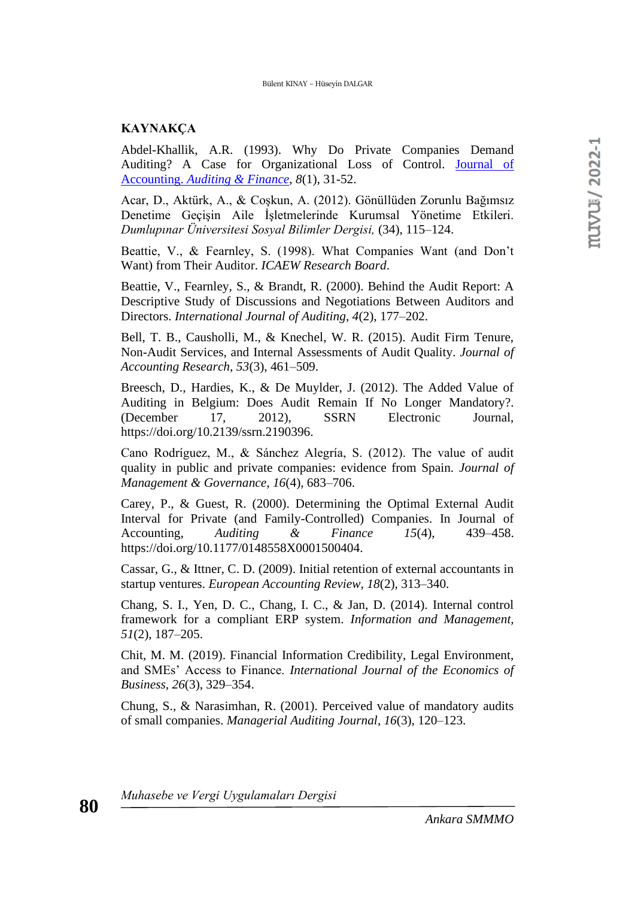## KAYNAKÇA

Abdel-Khallik, A.R. (1993). Why Do Private Companies Demand Auditing? A Case for Organizational Loss of Control. Journal of Accounting. *Auditing & Finance*, *8*(1), 31-52.

Acar, D., Aktürk, A., & Coşkun, A. (2012). Gönüllüden Zorunlu Bağımsız Denetime Geçişin Aile İşletmelerinde Kurumsal Yönetime Etkileri. *Dumlupınar Üniversitesi Sosyal Bilimler Dergisi,* (34), 115–124.

Beattie, V., & Fearnley, S. (1998). What Companies Want (and Don't Want) from Their Auditor. *ICAEW Research Board*.

Beattie, V., Fearnley, S., & Brandt, R. (2000). Behind the Audit Report: A Descriptive Study of Discussions and Negotiations Between Auditors and Directors. *International Journal of Auditing*, *4*(2), 177–202.

Bell, T. B., Causholli, M., & Knechel, W. R. (2015). Audit Firm Tenure, Non-Audit Services, and Internal Assessments of Audit Quality. *Journal of Accounting Research*, *53*(3), 461–509.

Breesch, D., Hardies, K., & De Muylder, J. (2012). The Added Value of Auditing in Belgium: Does Audit Remain If No Longer Mandatory?. (December 17, 2012), SSRN Electronic Journal, https://doi.org/10.2139/ssrn.2190396.

Cano Rodríguez, M., & Sánchez Alegría, S. (2012). The value of audit quality in public and private companies: evidence from Spain. *Journal of Management & Governance*, *16*(4), 683–706.

Carey, P., & Guest, R. (2000). Determining the Optimal External Audit Interval for Private (and Family-Controlled) Companies. In Journal of Accounting, *Auditing & Finance* *15*(4), 439–458. https://doi.org/10.1177/0148558X0001500404.

Cassar, G., & Ittner, C. D. (2009). Initial retention of external accountants in startup ventures. *European Accounting Review*, *18*(2), 313–340.

Chang, S. I., Yen, D. C., Chang, I. C., & Jan, D. (2014). Internal control framework for a compliant ERP system. *Information and Management*, *51*(2), 187–205.

Chit, M. M. (2019). Financial Information Credibility, Legal Environment, and SMEs' Access to Finance. *International Journal of the Economics of Business*, *26*(3), 329–354.

Chung, S., & Narasimhan, R. (2001). Perceived value of mandatory audits of small companies. *Managerial Auditing Journal*, *16*(3), 120–123.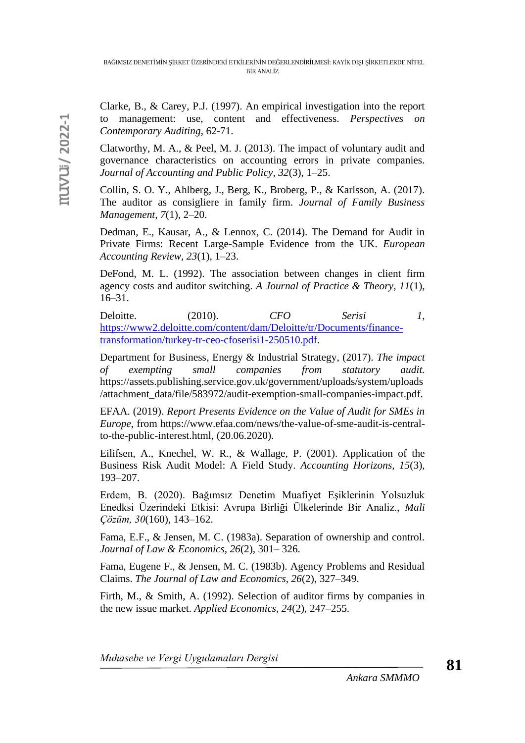Clarke, B., & Carey, P.J. (1997). An empirical investigation into the report to management: use, content and effectiveness. *Perspectives on Contemporary Auditing*, 62-71.

Clatworthy, M. A., & Peel, M. J. (2013). The impact of voluntary audit and governance characteristics on accounting errors in private companies. *Journal of Accounting and Public Policy, 32*(3), 1–25.

Collin, S. O. Y., Ahlberg, J., Berg, K., Broberg, P., & Karlsson, A. (2017). The auditor as consigliere in family firm. *Journal of Family Business Management, 7*(1), 2–20.

Dedman, E., Kausar, A., & Lennox, C. (2014). The Demand for Audit in Private Firms: Recent Large-Sample Evidence from the UK. *European Accounting Review, 23*(1), 1–23.

DeFond, M. L. (1992). The association between changes in client firm agency costs and auditor switching. *A Journal of Practice & Theory, 11*(1), 16–31.

Deloitte. (2010). *CFO Serisi 1*, https://www2.deloitte.com/content/dam/Deloitte/tr/Documents/finance-transformation/turkey-tr-ceo-cfoserisi1-250510.pdf.

Department for Business, Energy & Industrial Strategy, (2017). *The impact of exempting small companies from statutory audit.* https://assets.publishing.service.gov.uk/government/uploads/system/uploads/attachment_data/file/583972/audit-exemption-small-companies-impact.pdf.

EFAA. (2019). *Report Presents Evidence on the Value of Audit for SMEs in Europe*, from https://www.efaa.com/news/the-value-of-sme-audit-is-central-to-the-public-interest.html, (20.06.2020).

Eilifsen, A., Knechel, W. R., & Wallage, P. (2001). Application of the Business Risk Audit Model: A Field Study. *Accounting Horizons, 15*(3), 193–207.

Erdem, B. (2020). Bağımsız Denetim Muafiyet Eşiklerinin Yolsuzluk Enedksi Üzerindeki Etkisi: Avrupa Birliği Ülkelerinde Bir Analiz., *Mali Çözüm, 30*(160), 143–162.

Fama, E.F., & Jensen, M. C. (1983a). Separation of ownership and control. *Journal of Law & Economics, 26*(2), 301– 326.

Fama, Eugene F., & Jensen, M. C. (1983b). Agency Problems and Residual Claims. *The Journal of Law and Economics, 26*(2), 327–349.

Firth, M., & Smith, A. (1992). Selection of auditor firms by companies in the new issue market. *Applied Economics, 24*(2), 247–255.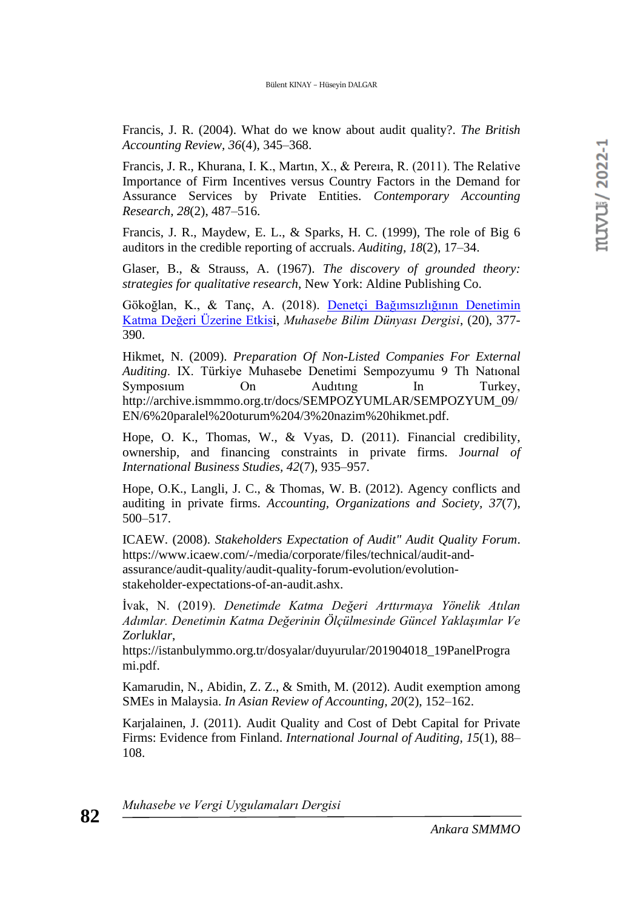Francis, J. R. (2004). What do we know about audit quality?. *The British Accounting Review, 36*(4), 345–368.

Francis, J. R., Khurana, I. K., Martın, X., & Pereıra, R. (2011). The Relative Importance of Fırm Incentives versus Country Factors in the Demand for Assurance Services by Private Entities. *Contemporary Accounting Research, 28*(2), 487–516.

Francis, J. R., Maydew, E. L., & Sparks, H. C. (1999), The role of Big 6 auditors in the credible reporting of accruals. *Auditing, 18*(2), 17–34.

Glaser, B., & Strauss, A. (1967). *The discovery of grounded theory: strategies for qualitative research*, New York: Aldine Publishing Co.

Gökoğlan, K., & Tanç, A. (2018). Denetçi Bağımsızlığının Denetimin Katma Değeri Üzerine Etkisi, *Muhasebe Bilim Dünyası Dergisi*, (20), 377-390.

Hikmet, N. (2009). *Preparation Of Non-Listed Companies For External Auditing*. IX. Türkiye Muhasebe Denetimi Sempozyumu 9 Th Natıonal Symposıum On Audıtıng In Turkey, http://archive.ismmmo.org.tr/docs/SEMPOZYUMLAR/SEMPOZYUM_09/EN/6%20paralel%20oturum%204/3%20nazim%20hikmet.pdf.

Hope, O. K., Thomas, W., & Vyas, D. (2011). Financial credibility, ownership, and financing constraints in private firms. *Journal of International Business Studies, 42*(7), 935–957.

Hope, O.K., Langli, J. C., & Thomas, W. B. (2012). Agency conflicts and auditing in private firms. *Accounting, Organizations and Society, 37*(7), 500–517.

ICAEW. (2008). *Stakeholders Expectation of Audit" Audit Quality Forum*. https://www.icaew.com/-/media/corporate/files/technical/audit-and-assurance/audit-quality/audit-quality-forum-evolution/evolution-stakeholder-expectations-of-an-audit.ashx.

İvak, N. (2019). *Denetimde Katma Değeri Arttırmaya Yönelik Atılan Adımlar. Denetimin Katma Değerinin Ölçülmesinde Güncel Yaklaşımlar Ve Zorluklar*, https://istanbulymmo.org.tr/dosyalar/duyurular/201904018_19PanelProgrami.pdf.

Kamarudin, N., Abidin, Z. Z., & Smith, M. (2012). Audit exemption among SMEs in Malaysia. *In Asian Review of Accounting, 20*(2), 152–162.

Karjalainen, J. (2011). Audit Quality and Cost of Debt Capital for Private Firms: Evidence from Finland. *International Journal of Auditing, 15*(1), 88–108.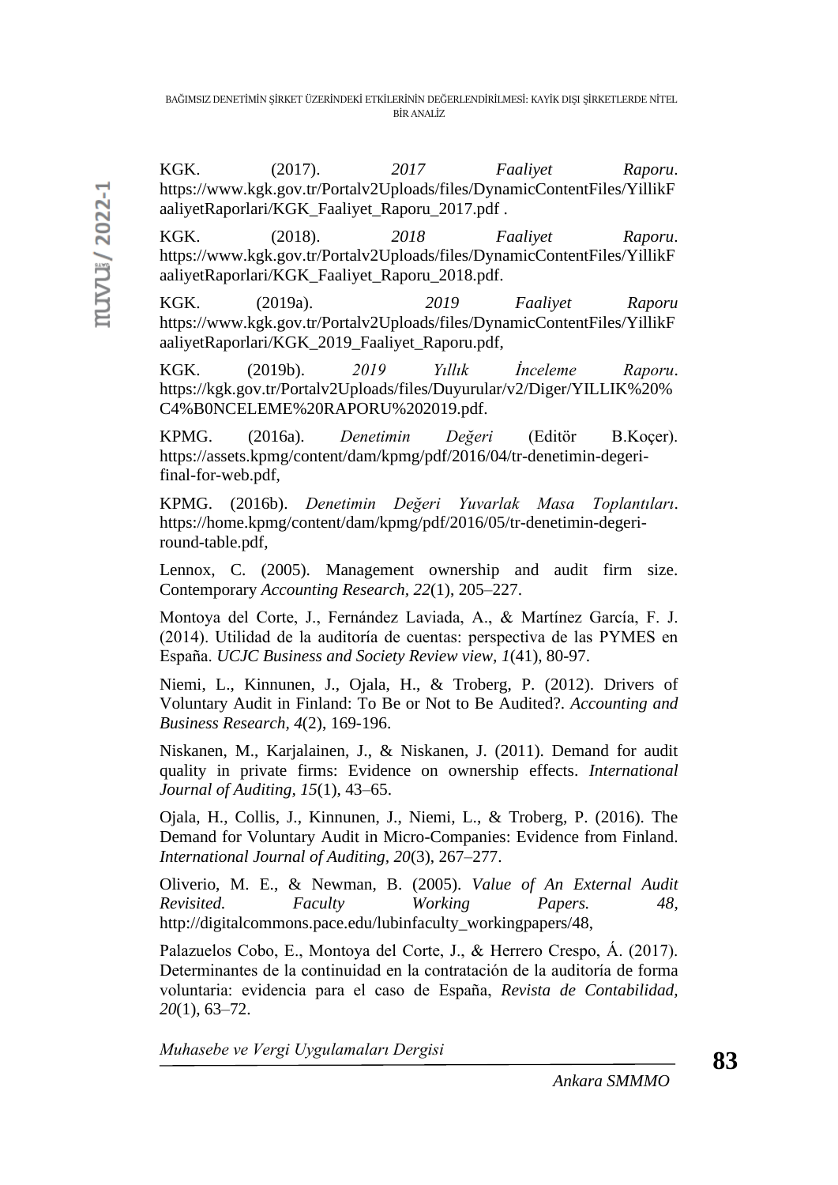KGK. (2017). *2017 Faaliyet Raporu*. https://www.kgk.gov.tr/Portalv2Uploads/files/DynamicContentFiles/YillikFaaliyetRaporlari/KGK_Faaliyet_Raporu_2017.pdf .

KGK. (2018). *2018 Faaliyet Raporu*. https://www.kgk.gov.tr/Portalv2Uploads/files/DynamicContentFiles/YillikFaaliyetRaporlari/KGK_Faaliyet_Raporu_2018.pdf.

KGK. (2019a). *2019 Faaliyet Raporu* https://www.kgk.gov.tr/Portalv2Uploads/files/DynamicContentFiles/YillikFaaliyetRaporlari/KGK_2019_Faaliyet_Raporu.pdf,

KGK. (2019b). *2019 Yıllık İnceleme Raporu*. https://kgk.gov.tr/Portalv2Uploads/files/Duyurular/v2/Diger/YILLIK%20%C4%B0NCELEME%20RAPORU%202019.pdf.

KPMG. (2016a). *Denetimin Değeri* (Editör B.Koçer). https://assets.kpmg/content/dam/kpmg/pdf/2016/04/tr-denetimin-degeri-final-for-web.pdf,

KPMG. (2016b). *Denetimin Değeri Yuvarlak Masa Toplantıları*. https://home.kpmg/content/dam/kpmg/pdf/2016/05/tr-denetimin-degeri-round-table.pdf,

Lennox, C. (2005). Management ownership and audit firm size. Contemporary *Accounting Research, 22*(1), 205–227.

Montoya del Corte, J., Fernández Laviada, A., & Martínez García, F. J. (2014). Utilidad de la auditoría de cuentas: perspectiva de las PYMES en España. *UCJC Business and Society Review view, 1*(41), 80-97.

Niemi, L., Kinnunen, J., Ojala, H., & Troberg, P. (2012). Drivers of Voluntary Audit in Finland: To Be or Not to Be Audited?. *Accounting and Business Research, 4*(2), 169-196.

Niskanen, M., Karjalainen, J., & Niskanen, J. (2011). Demand for audit quality in private firms: Evidence on ownership effects. *International Journal of Auditing, 15*(1), 43–65.

Ojala, H., Collis, J., Kinnunen, J., Niemi, L., & Troberg, P. (2016). The Demand for Voluntary Audit in Micro-Companies: Evidence from Finland. *International Journal of Auditing, 20*(3), 267–277.

Oliverio, M. E., & Newman, B. (2005). *Value of An External Audit Revisited. Faculty Working Papers. 48*, http://digitalcommons.pace.edu/lubinfaculty_workingpapers/48,

Palazuelos Cobo, E., Montoya del Corte, J., & Herrero Crespo, Á. (2017). Determinantes de la continuidad en la contratación de la auditoría de forma voluntaria: evidencia para el caso de España, *Revista de Contabilidad, 20*(1), 63–72.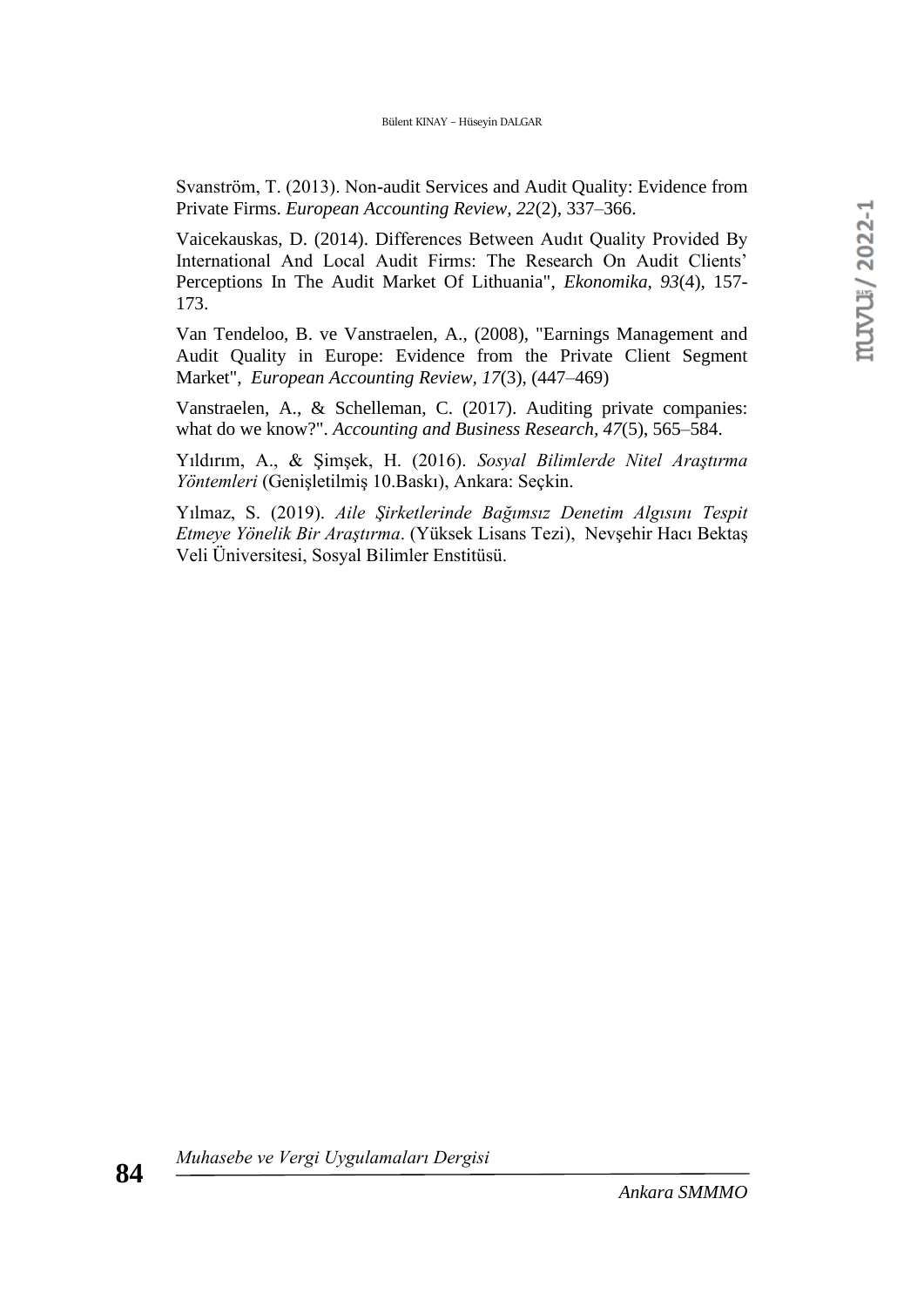Svanström, T. (2013). Non-audit Services and Audit Quality: Evidence from Private Firms. *European Accounting Review, 22*(2), 337–366.

Vaicekauskas, D. (2014). Differences Between Audıt Quality Provided By International And Local Audit Firms: The Research On Audit Clients' Perceptions In The Audit Market Of Lithuania", *Ekonomika, 93*(4), 157-173.

Van Tendeloo, B. ve Vanstraelen, A., (2008), "Earnings Management and Audit Quality in Europe: Evidence from the Private Client Segment Market", *European Accounting Review, 17*(3), (447–469)

Vanstraelen, A., & Schelleman, C. (2017). Auditing private companies: what do we know?". *Accounting and Business Research*, *47*(5), 565–584.

Yıldırım, A., & Şimşek, H. (2016). *Sosyal Bilimlerde Nitel Araştırma Yöntemleri* (Genişletilmiş 10.Baskı), Ankara: Seçkin.

Yılmaz, S. (2019). *Aile Şirketlerinde Bağımsız Denetim Algısını Tespit Etmeye Yönelik Bir Araştırma*. (Yüksek Lisans Tezi), Nevşehir Hacı Bektaş Veli Üniversitesi, Sosyal Bilimler Enstitüsü.